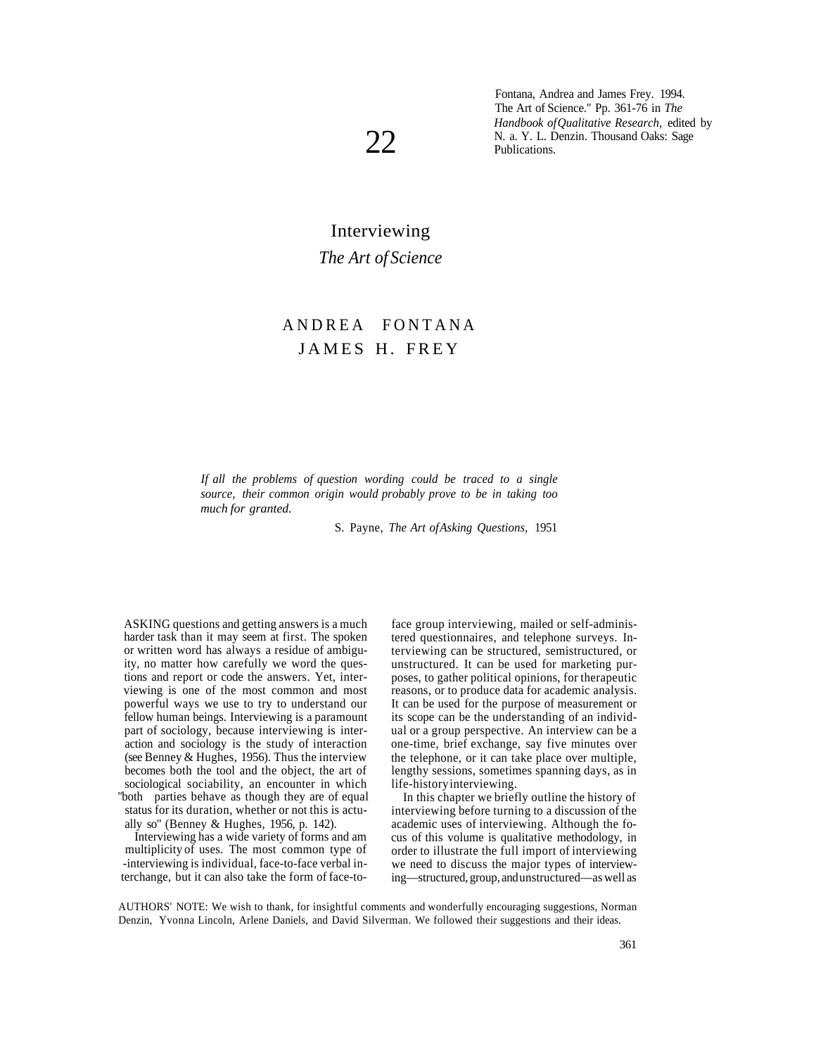Fontana, Andrea and James Frey. 1994. The Art of Science." Pp. 361-76 in *The Handbook of Qualitative Research*, edited by N. a. Y. L. Denzin. Thousand Oaks: Sage Publications.

22

# Interviewing
## *The Art of Science*

ANDREA FONTANA
JAMES H. FREY

*If all the problems of question wording could be traced to a single source, their common origin would probably prove to be in taking too much for granted.*

S. Payne, *The Art of Asking Questions*, 1951

ASKING questions and getting answers is a much harder task than it may seem at first. The spoken or written word has always a residue of ambiguity, no matter how carefully we word the questions and report or code the answers. Yet, interviewing is one of the most common and most powerful ways we use to try to understand our fellow human beings. Interviewing is a paramount part of sociology, because interviewing is interaction and sociology is the study of interaction (see Benney & Hughes, 1956). Thus the interview becomes both the tool and the object, the art of sociological sociability, an encounter in which "both parties behave as though they are of equal status for its duration, whether or not this is actually so" (Benney & Hughes, 1956, p. 142).

Interviewing has a wide variety of forms and am multiplicity of uses. The most common type of -interviewing is individual, face-to-face verbal interchange, but it can also take the form of face-to-face group interviewing, mailed or self-administered questionnaires, and telephone surveys. Interviewing can be structured, semistructured, or unstructured. It can be used for marketing purposes, to gather political opinions, for therapeutic reasons, or to produce data for academic analysis. It can be used for the purpose of measurement or its scope can be the understanding of an individual or a group perspective. An interview can be a one-time, brief exchange, say five minutes over the telephone, or it can take place over multiple, lengthy sessions, sometimes spanning days, as in life-history interviewing.

In this chapter we briefly outline the history of interviewing before turning to a discussion of the academic uses of interviewing. Although the focus of this volume is qualitative methodology, in order to illustrate the full import of interviewing we need to discuss the major types of interviewing—structured, group, and unstructured—as well as

AUTHORS' NOTE: We wish to thank, for insightful comments and wonderfully encouraging suggestions, Norman Denzin, Yvonna Lincoln, Arlene Daniels, and David Silverman. We followed their suggestions and their ideas.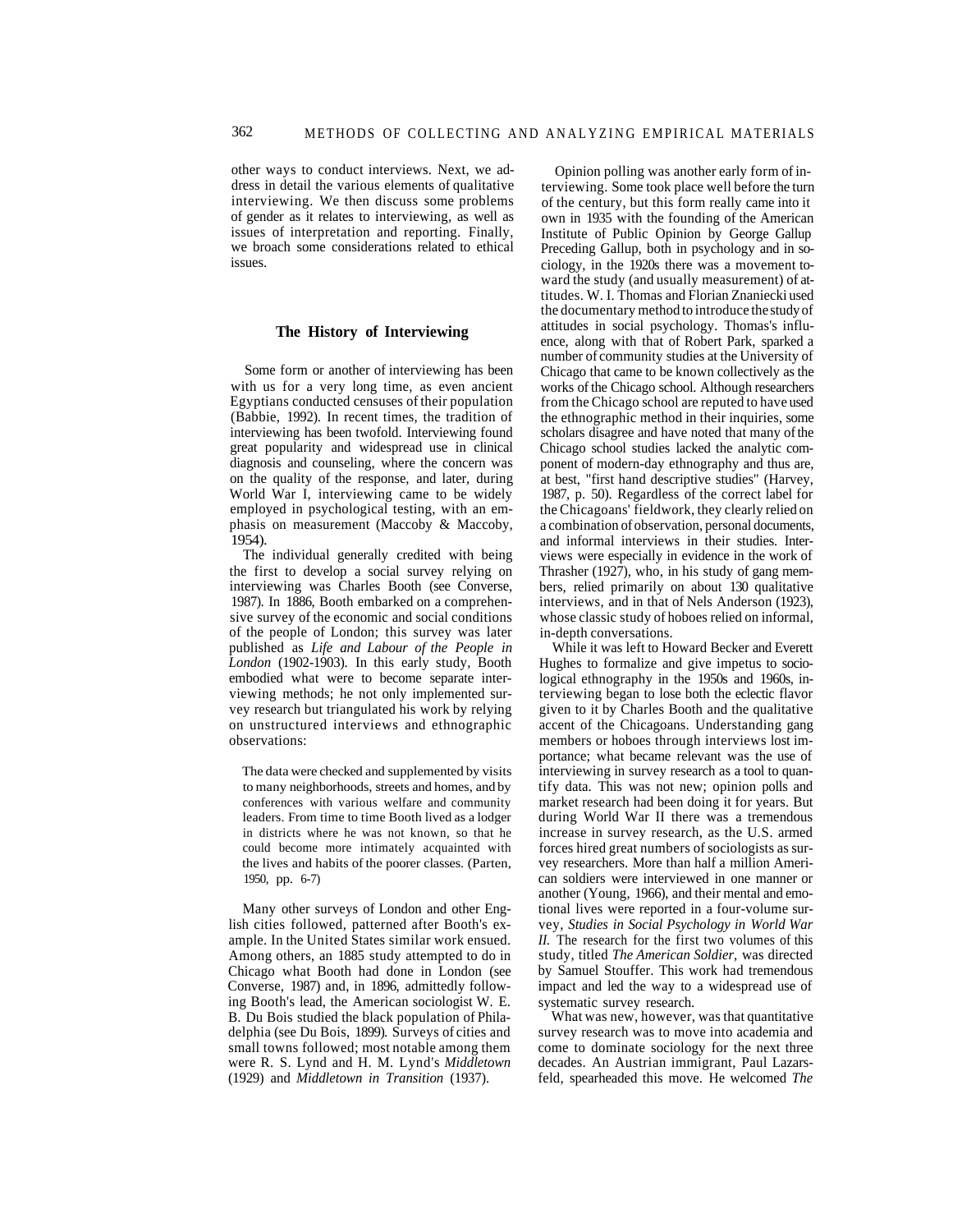other ways to conduct interviews. Next, we address in detail the various elements of qualitative interviewing. We then discuss some problems of gender as it relates to interviewing, as well as issues of interpretation and reporting. Finally, we broach some considerations related to ethical issues.

## The History of Interviewing

Some form or another of interviewing has been with us for a very long time, as even ancient Egyptians conducted censuses of their population (Babbie, 1992). In recent times, the tradition of interviewing has been twofold. Interviewing found great popularity and widespread use in clinical diagnosis and counseling, where the concern was on the quality of the response, and later, during World War I, interviewing came to be widely employed in psychological testing, with an emphasis on measurement (Maccoby & Maccoby, 1954).

The individual generally credited with being the first to develop a social survey relying on interviewing was Charles Booth (see Converse, 1987). In 1886, Booth embarked on a comprehensive survey of the economic and social conditions of the people of London; this survey was later published as *Life and Labour of the People in London* (1902-1903). In this early study, Booth embodied what were to become separate interviewing methods; he not only implemented survey research but triangulated his work by relying on unstructured interviews and ethnographic observations:

> The data were checked and supplemented by visits to many neighborhoods, streets and homes, and by conferences with various welfare and community leaders. From time to time Booth lived as a lodger in districts where he was not known, so that he could become more intimately acquainted with the lives and habits of the poorer classes. (Parten, 1950, pp. 6-7)

Many other surveys of London and other English cities followed, patterned after Booth's example. In the United States similar work ensued. Among others, an 1885 study attempted to do in Chicago what Booth had done in London (see Converse, 1987) and, in 1896, admittedly following Booth's lead, the American sociologist W. E. B. Du Bois studied the black population of Philadelphia (see Du Bois, 1899). Surveys of cities and small towns followed; most notable among them were R. S. Lynd and H. M. Lynd's *Middletown* (1929) and *Middletown in Transition* (1937).

Opinion polling was another early form of interviewing. Some took place well before the turn of the century, but this form really came into it own in 1935 with the founding of the American Institute of Public Opinion by George Gallup. Preceding Gallup, both in psychology and in sociology, in the 1920s there was a movement toward the study (and usually measurement) of attitudes. W. I. Thomas and Florian Znaniecki used the documentary method to introduce the study of attitudes in social psychology. Thomas's influence, along with that of Robert Park, sparked a number of community studies at the University of Chicago that came to be known collectively as the works of the Chicago school. Although researchers from the Chicago school are reputed to have used the ethnographic method in their inquiries, some scholars disagree and have noted that many of the Chicago school studies lacked the analytic component of modern-day ethnography and thus are, at best, "first hand descriptive studies" (Harvey, 1987, p. 50). Regardless of the correct label for the Chicagoans' fieldwork, they clearly relied on a combination of observation, personal documents, and informal interviews in their studies. Interviews were especially in evidence in the work of Thrasher (1927), who, in his study of gang members, relied primarily on about 130 qualitative interviews, and in that of Nels Anderson (1923), whose classic study of hoboes relied on informal, in-depth conversations.

While it was left to Howard Becker and Everett Hughes to formalize and give impetus to sociological ethnography in the 1950s and 1960s, interviewing began to lose both the eclectic flavor given to it by Charles Booth and the qualitative accent of the Chicagoans. Understanding gang members or hoboes through interviews lost importance; what became relevant was the use of interviewing in survey research as a tool to quantify data. This was not new; opinion polls and market research had been doing it for years. But during World War II there was a tremendous increase in survey research, as the U.S. armed forces hired great numbers of sociologists as survey researchers. More than half a million American soldiers were interviewed in one manner or another (Young, 1966), and their mental and emotional lives were reported in a four-volume survey, *Studies in Social Psychology in World War II.* The research for the first two volumes of this study, titled *The American Soldier,* was directed by Samuel Stouffer. This work had tremendous impact and led the way to a widespread use of systematic survey research.

What was new, however, was that quantitative survey research was to move into academia and come to dominate sociology for the next three decades. An Austrian immigrant, Paul Lazarsfeld, spearheaded this move. He welcomed *The*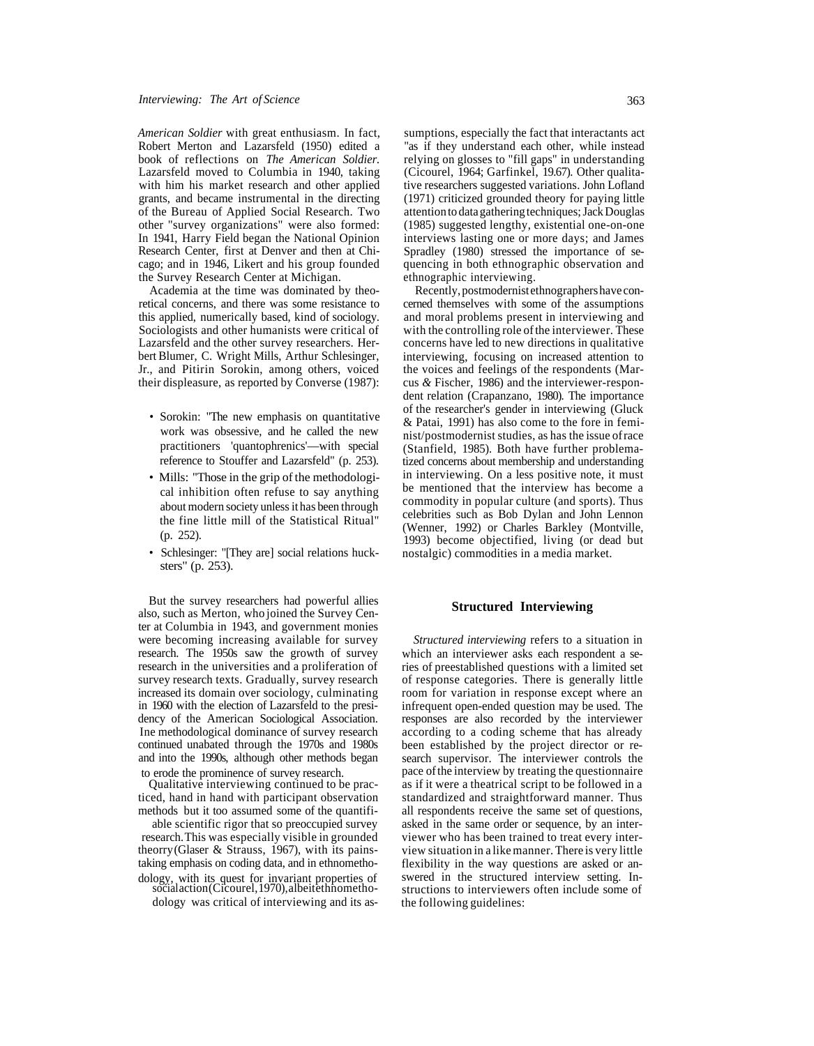*American Soldier* with great enthusiasm. In fact, Robert Merton and Lazarsfeld (1950) edited a book of reflections on *The American Soldier.* Lazarsfeld moved to Columbia in 1940, taking with him his market research and other applied grants, and became instrumental in the directing of the Bureau of Applied Social Research. Two other "survey organizations" were also formed: In 1941, Harry Field began the National Opinion Research Center, first at Denver and then at Chicago; and in 1946, Likert and his group founded the Survey Research Center at Michigan.

Academia at the time was dominated by theoretical concerns, and there was some resistance to this applied, numerically based, kind of sociology. Sociologists and other humanists were critical of Lazarsfeld and the other survey researchers. Herbert Blumer, C. Wright Mills, Arthur Schlesinger, Jr., and Pitirin Sorokin, among others, voiced their displeasure, as reported by Converse (1987):

- Sorokin: "The new emphasis on quantitative work was obsessive, and he called the new practitioners 'quantophrenics'—with special reference to Stouffer and Lazarsfeld" (p. 253).
- Mills: "Those in the grip of the methodological inhibition often refuse to say anything about modern society unless it has been through the fine little mill of the Statistical Ritual" (p. 252).
- Schlesinger: "[They are] social relations hucksters" (p. 253).

But the survey researchers had powerful allies also, such as Merton, who joined the Survey Center at Columbia in 1943, and government monies were becoming increasing available for survey research. The 1950s saw the growth of survey research in the universities and a proliferation of survey research texts. Gradually, survey research increased its domain over sociology, culminating in 1960 with the election of Lazarsfeld to the presidency of the American Sociological Association. Ine methodological dominance of survey research continued unabated through the 1970s and 1980s and into the 1990s, although other methods began to erode the prominence of survey research.

Qualitative interviewing continued to be practiced, hand in hand with participant observation methods but it too assumed some of the quantifiable scientific rigor that so preoccupied survey research. This was especially visible in grounded theorry (Glaser & Strauss, 1967), with its painstaking emphasis on coding data, and in ethnomethodology, with its quest for invariant properties of socialaction (Cicourel, 1970), albeit ethnomethodology was critical of interviewing and its assumptions, especially the fact that interactants act "as if they understand each other, while instead relying on glosses to "fill gaps" in understanding (Cicourel, 1964; Garfinkel, 19.67). Other qualitative researchers suggested variations. John Lofland (1971) criticized grounded theory for paying little attention to data gathering techniques; Jack Douglas (1985) suggested lengthy, existential one-on-one interviews lasting one or more days; and James Spradley (1980) stressed the importance of sequencing in both ethnographic observation and ethnographic interviewing.

Recently, postmodernist ethnographers have concerned themselves with some of the assumptions and moral problems present in interviewing and with the controlling role of the interviewer. These concerns have led to new directions in qualitative interviewing, focusing on increased attention to the voices and feelings of the respondents (Marcus & Fischer, 1986) and the interviewer-respondent relation (Crapanzano, 1980). The importance of the researcher's gender in interviewing (Gluck & Patai, 1991) has also come to the fore in feminist/postmodernist studies, as has the issue of race (Stanfield, 1985). Both have further problematized concerns about membership and understanding in interviewing. On a less positive note, it must be mentioned that the interview has become a commodity in popular culture (and sports). Thus celebrities such as Bob Dylan and John Lennon (Wenner, 1992) or Charles Barkley (Montville, 1993) become objectified, living (or dead but nostalgic) commodities in a media market.

## Structured Interviewing

*Structured interviewing* refers to a situation in which an interviewer asks each respondent a series of preestablished questions with a limited set of response categories. There is generally little room for variation in response except where an infrequent open-ended question may be used. The responses are also recorded by the interviewer according to a coding scheme that has already been established by the project director or research supervisor. The interviewer controls the pace of the interview by treating the questionnaire as if it were a theatrical script to be followed in a standardized and straightforward manner. Thus all respondents receive the same set of questions, asked in the same order or sequence, by an interviewer who has been trained to treat every interview situation in a like manner. There is very little flexibility in the way questions are asked or answered in the structured interview setting. Instructions to interviewers often include some of the following guidelines: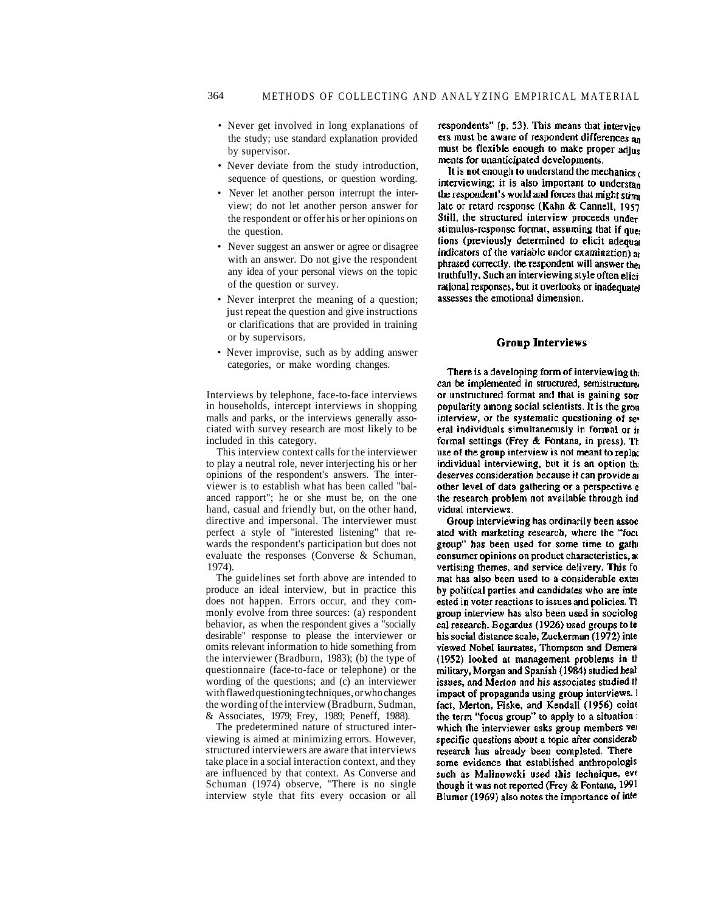- Never get involved in long explanations of the study; use standard explanation provided by supervisor.
- Never deviate from the study introduction, sequence of questions, or question wording.
- Never let another person interrupt the interview; do not let another person answer for the respondent or offer his or her opinions on the question.
- Never suggest an answer or agree or disagree with an answer. Do not give the respondent any idea of your personal views on the topic of the question or survey.
- Never interpret the meaning of a question; just repeat the question and give instructions or clarifications that are provided in training or by supervisors.
- Never improvise, such as by adding answer categories, or make wording changes.

Interviews by telephone, face-to-face interviews in households, intercept interviews in shopping malls and parks, or the interviews generally associated with survey research are most likely to be included in this category.

This interview context calls for the interviewer to play a neutral role, never interjecting his or her opinions of the respondent's answers. The interviewer is to establish what has been called "balanced rapport"; he or she must be, on the one hand, casual and friendly but, on the other hand, directive and impersonal. The interviewer must perfect a style of "interested listening" that rewards the respondent's participation but does not evaluate the responses (Converse & Schuman, 1974).

The guidelines set forth above are intended to produce an ideal interview, but in practice this does not happen. Errors occur, and they commonly evolve from three sources: (a) respondent behavior, as when the respondent gives a "socially desirable" response to please the interviewer or omits relevant information to hide something from the interviewer (Bradburn, 1983); (b) the type of questionnaire (face-to-face or telephone) or the wording of the questions; and (c) an interviewer with flawed questioning techniques, or who changes the wording of the interview (Bradburn, Sudman, & Associates, 1979; Frey, 1989; Peneff, 1988).

The predetermined nature of structured interviewing is aimed at minimizing errors. However, structured interviewers are aware that interviews take place in a social interaction context, and they are influenced by that context. As Converse and Schuman (1974) observe, "There is no single interview style that fits every occasion or all respondents" (p. 53). This means that interviewers must be aware of respondent differences and must be flexible enough to make proper adjustments for unanticipated developments.

It is not enough to understand the mechanics of interviewing; it is also important to understand the respondent's world and forces that might stimulate or retard response (Kahn & Cannell, 1957). Still, the structured interview proceeds under a stimulus-response format, assuming that if questions (previously determined to elicit adequate indicators of the variable under examination) are phrased correctly, the respondent will answer them truthfully. Such an interviewing style often elicits rational responses, but it overlooks or inadequately assesses the emotional dimension.

## Group Interviews

There is a developing form of interviewing that can be implemented in structured, semistructured, or unstructured format and that is gaining some popularity among social scientists. It is the group interview, or the systematic questioning of several individuals simultaneously in formal or informal settings (Frey & Fontana, in press). The use of the group interview is not meant to replace individual interviewing, but it is an option that deserves consideration because it can provide another level of data gathering or a perspective on the research problem not available through individual interviews.

Group interviewing has ordinarily been associated with marketing research, where the "focus group" has been used for some time to gather consumer opinions on product characteristics, advertising themes, and service delivery. This format has also been used to a considerable extent by political parties and candidates who are interested in voter reactions to issues and policies. The group interview has also been used in sociological research. Bogardus (1926) used groups to test his social distance scale, Zuckerman (1972) interviewed Nobel laureates, Thompson and Demerath (1952) looked at management problems in the military, Morgan and Spanish (1984) studied health issues, and Merton and his associates studied the impact of propaganda using group interviews. In fact, Merton, Fiske, and Kendall (1956) coined the term "focus group" to apply to a situation in which the interviewer asks group members very specific questions about a topic after considerable research has already been completed. There is some evidence that established anthropologists such as Malinowski used this technique, even though it was not reported (Frey & Fontana, 1991). Blumer (1969) also notes the importance of inte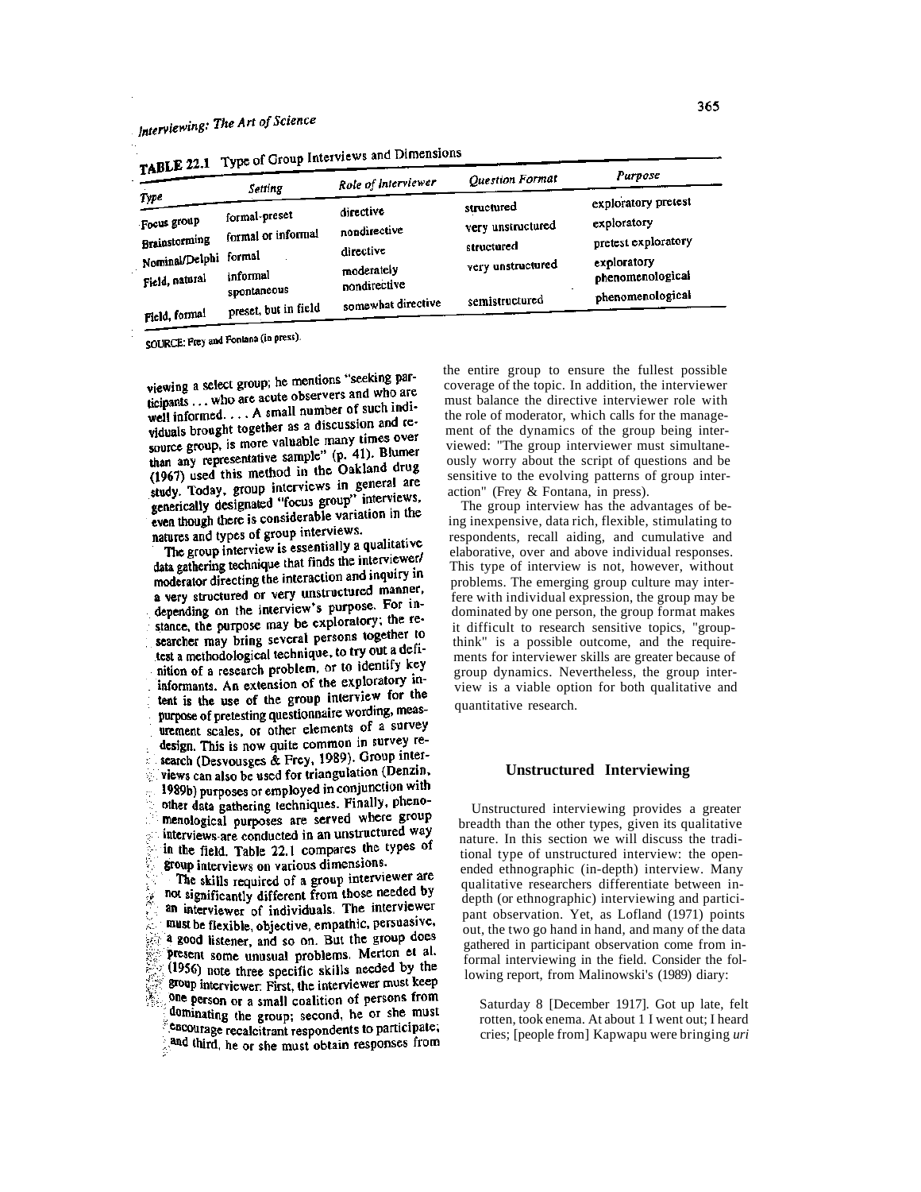**TABLE 22.1** Type of Group Interviews and Dimensions

| Type | Setting | Role of Interviewer | Question Format | Purpose |
|---|---|---|---|---|
| Focus group | formal-preset | directive | structured | exploratory pretest |
| Brainstorming | formal or informal | nondirective | very unstructured | exploratory |
| Nominal/Delphi | formal | directive | structured | pretest exploratory |
| Field, natural | informal spontaneous | moderately nondirective | very unstructured | exploratory phenomenological |
| Field, formal | preset, but in field | somewhat directive | semistructured | phenomenological |

SOURCE: Frey and Fontana (in press).

viewing a select group; he mentions "seeking participants . . . who are acute observers and who are well informed. . . . A small number of such individuals brought together as a discussion and resource group, is more valuable many times over than any representative sample" (p. 41). Blumer (1967) used this method in the Oakland drug study. Today, group interviews in general are generically designated "focus group" interviews, even though there is considerable variation in the natures and types of group interviews.

The group interview is essentially a qualitative data gathering technique that finds the interviewer/moderator directing the interaction and inquiry in a very structured or very unstructured manner, depending on the interview's purpose. For instance, the purpose may be exploratory; the researcher may bring several persons together to test a methodological technique, to try out a definition of a research problem, or to identify key informants. An extension of the exploratory intent is the use of the group interview for the purpose of pretesting questionnaire wording, measurement scales, or other elements of a survey design. This is now quite common in survey research (Desvousges & Frey, 1989). Group interviews can also be used for triangulation (Denzin, 1989b) purposes or employed in conjunction with other data gathering techniques. Finally, phenomenological purposes are served where group interviews are conducted in an unstructured way in the field. Table 22.1 compares the types of group interviews on various dimensions.

The skills required of a group interviewer are not significantly different from those needed by an interviewer of individuals. The interviewer must be flexible, objective, empathic, persuasive, a good listener, and so on. But the group does present some unusual problems. Merton et al. (1956) note three specific skills needed by the group interviewer: First, the interviewer must keep one person or a small coalition of persons from dominating the group; second, he or she must encourage recalcitrant respondents to participate; and third, he or she must obtain responses from the entire group to ensure the fullest possible coverage of the topic. In addition, the interviewer must balance the directive interviewer role with the role of moderator, which calls for the management of the dynamics of the group being interviewed: "The group interviewer must simultaneously worry about the script of questions and be sensitive to the evolving patterns of group interaction" (Frey & Fontana, in press).

The group interview has the advantages of being inexpensive, data rich, flexible, stimulating to respondents, recall aiding, and cumulative and elaborative, over and above individual responses. This type of interview is not, however, without problems. The emerging group culture may interfere with individual expression, the group may be dominated by one person, the group format makes it difficult to research sensitive topics, "groupthink" is a possible outcome, and the requirements for interviewer skills are greater because of group dynamics. Nevertheless, the group interview is a viable option for both qualitative and quantitative research.

### Unstructured Interviewing

Unstructured interviewing provides a greater breadth than the other types, given its qualitative nature. In this section we will discuss the traditional type of unstructured interview: the open-ended ethnographic (in-depth) interview. Many qualitative researchers differentiate between in-depth (or ethnographic) interviewing and participant observation. Yet, as Lofland (1971) points out, the two go hand in hand, and many of the data gathered in participant observation come from informal interviewing in the field. Consider the following report, from Malinowski's (1989) diary:

> Saturday 8 [December 1917]. Got up late, felt rotten, took enema. At about 1 I went out; I heard cries; [people from] Kapwapu were bringing *uri*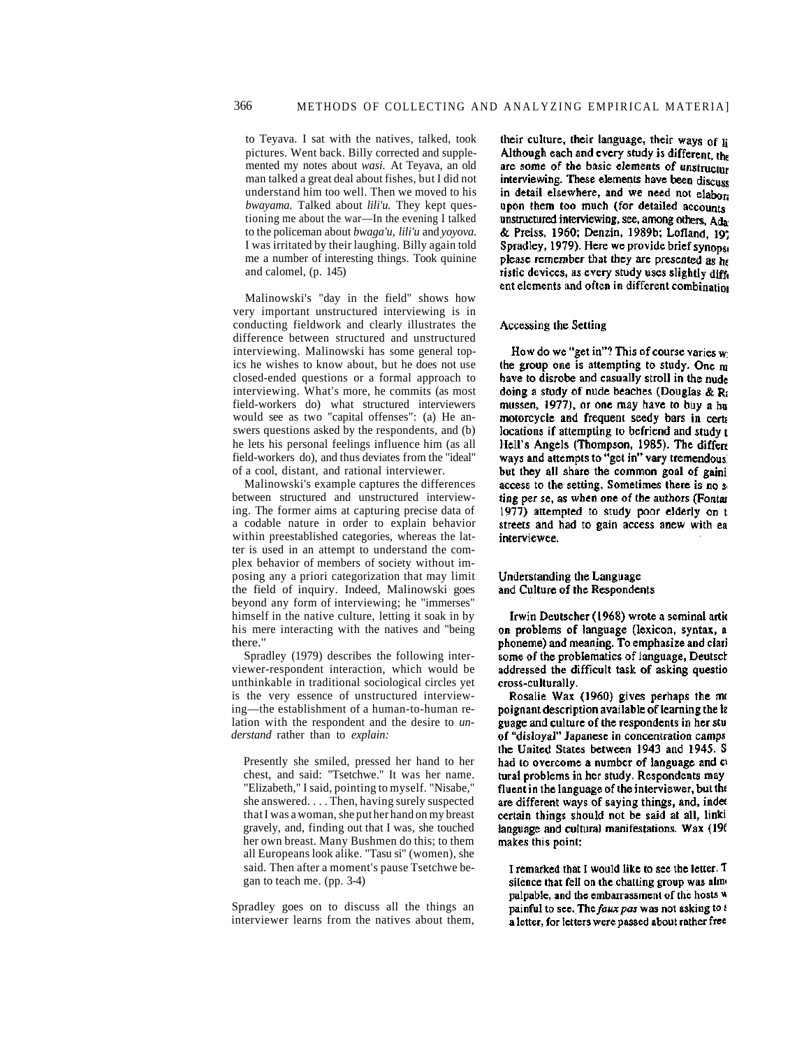to Teyava. I sat with the natives, talked, took pictures. Went back. Billy corrected and supplemented my notes about *wasi.* At Teyava, an old man talked a great deal about fishes, but I did not understand him too well. Then we moved to his *bwayama.* Talked about *lili'u.* They kept questioning me about the war—In the evening I talked to the policeman about *bwaga'u, lili'u* and *yoyova.* I was irritated by their laughing. Billy again told me a number of interesting things. Took quinine and calomel, (p. 145)

Malinowski's "day in the field" shows how very important unstructured interviewing is in conducting fieldwork and clearly illustrates the difference between structured and unstructured interviewing. Malinowski has some general topics he wishes to know about, but he does not use closed-ended questions or a formal approach to interviewing. What's more, he commits (as most field-workers do) what structured interviewers would see as two "capital offenses": (a) He answers questions asked by the respondents, and (b) he lets his personal feelings influence him (as all field-workers do), and thus deviates from the "ideal" of a cool, distant, and rational interviewer.

Malinowski's example captures the differences between structured and unstructured interviewing. The former aims at capturing precise data of a codable nature in order to explain behavior within preestablished categories, whereas the latter is used in an attempt to understand the complex behavior of members of society without imposing any a priori categorization that may limit the field of inquiry. Indeed, Malinowski goes beyond any form of interviewing; he "immerses" himself in the native culture, letting it soak in by his mere interacting with the natives and "being there."

Spradley (1979) describes the following interviewer-respondent interaction, which would be unthinkable in traditional sociological circles yet is the very essence of unstructured interviewing—the establishment of a human-to-human relation with the respondent and the desire to *understand* rather than to *explain:*

> Presently she smiled, pressed her hand to her chest, and said: "Tsetchwe." It was her name. "Elizabeth," I said, pointing to myself. "Nisabe," she answered. . . . Then, having surely suspected that I was a woman, she put her hand on my breast gravely, and, finding out that I was, she touched her own breast. Many Bushmen do this; to them all Europeans look alike. "Tasu si" (women), she said. Then after a moment's pause Tsetchwe began to teach me. (pp. 3-4)

Spradley goes on to discuss all the things an interviewer learns from the natives about them, their culture, their language, their ways of li[fe]. Although each and every study is different, the[re] are some of the basic elements of unstructur[ed] interviewing. These elements have been discuss[ed] in detail elsewhere, and we need not elabor[ate] upon them too much (for detailed accounts [of] unstructured interviewing, see, among others, Ada[ms] & Preiss, 1960; Denzin, 1989b; Lofland, 19[7?]; Spradley, 1979). Here we provide brief synops[es]; please remember that they are presented as he[u]ristic devices, as every study uses slightly diff[er]ent elements and often in different combinatio[ns].

### Accessing the Setting

How do we "get in"? This of course varies w[ith] the group one is attempting to study. One m[ay] have to disrobe and casually stroll in the nude [if] doing a study of nude beaches (Douglas & Ra[s]mussen, 1977), or one may have to buy a hu[ge] motorcycle and frequent seedy bars in certa[in] locations if attempting to befriend and study t[he] Hell's Angels (Thompson, 1985). The differe[nt] ways and attempts to "get in" vary tremendous[ly], but they all share the common goal of gaini[ng] access to the setting. Sometimes there is no s[et]ting per se, as when one of the authors (Fonta[na], 1977) attempted to study poor elderly on t[he] streets and had to gain access anew with ea[ch] interviewee.

### Understanding the Language and Culture of the Respondents

Irwin Deutscher (1968) wrote a seminal artic[le] on problems of language (lexicon, syntax, a[nd] phoneme) and meaning. To emphasize and clari[fy] some of the problematics of language, Deutsch[er] addressed the difficult task of asking questio[ns] cross-culturally.

Rosalie Wax (1960) gives perhaps the m[ost] poignant description available of learning the la[n]guage and culture of the respondents in her stu[dy] of "disloyal" Japanese in concentration camps [in] the United States between 1943 and 1945. S[he] had to overcome a number of language and cu[l]tural problems in her study. Respondents may [be] fluent in the language of the interviewer, but the[re] are different ways of saying things, and, indee[d], certain things should not be said at all, linki[ng] language and cultural manifestations. Wax (196[0]) makes this point:

> I remarked that I would like to see the letter. T[he] silence that fell on the chatting group was alm[ost] palpable, and the embarrassment of the hosts w[as] painful to see. The *faux pas* was not asking to s[ee] a letter, for letters were passed about rather free[ly]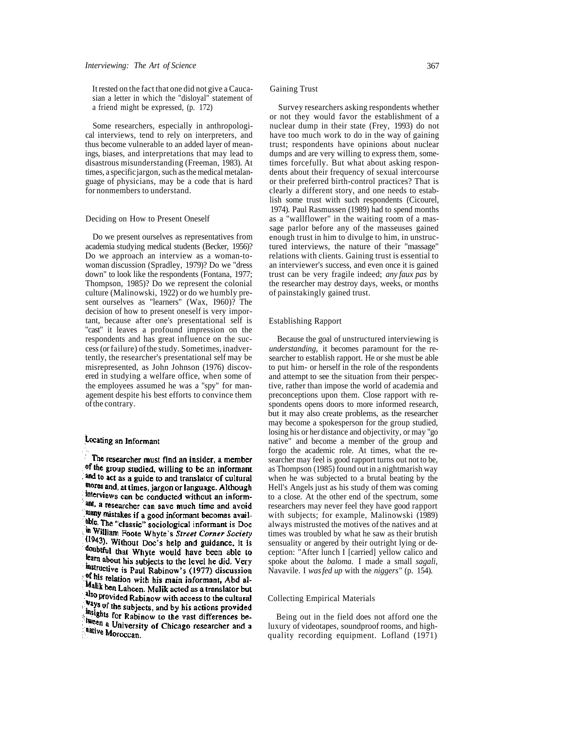It rested on the fact that one did not give a Caucasian a letter in which the "disloyal" statement of a friend might be expressed, (p. 172)

Some researchers, especially in anthropological interviews, tend to rely on interpreters, and thus become vulnerable to an added layer of meanings, biases, and interpretations that may lead to disastrous misunderstanding (Freeman, 1983). At times, a specific jargon, such as the medical metalanguage of physicians, may be a code that is hard for nonmembers to understand.

### Deciding on How to Present Oneself

Do we present ourselves as representatives from academia studying medical students (Becker, 1956)? Do we approach an interview as a woman-to-woman discussion (Spradley, 1979)? Do we "dress down" to look like the respondents (Fontana, 1977; Thompson, 1985)? Do we represent the colonial culture (Malinowski, 1922) or do we humbly present ourselves as "learners" (Wax, I960)? The decision of how to present oneself is very important, because after one's presentational self is "cast" it leaves a profound impression on the respondents and has great influence on the success (or failure) of the study. Sometimes, inadvertently, the researcher's presentational self may be misrepresented, as John Johnson (1976) discovered in studying a welfare office, when some of the employees assumed he was a "spy" for management despite his best efforts to convince them of the contrary.

### Locating an Informant

The researcher must find an insider, a member of the group studied, willing to be an informant and to act as a guide to and translator of cultural mores and, at times, jargon or language. Although interviews can be conducted without an informant, a researcher can save much time and avoid many mistakes if a good informant becomes available. The "classic" sociological informant is Doc in William Foote Whyte's *Street Corner Society* (1943). Without Doc's help and guidance, it is doubtful that Whyte would have been able to learn about his subjects to the level he did. Very instructive is Paul Rabinow's (1977) discussion of his relation with his main informant, Abd al-Malik ben Lahcen. Malik acted as a translator but also provided Rabinow with access to the cultural ways of the subjects, and by his actions provided insights for Rabinow to the vast differences between a University of Chicago researcher and a native Moroccan.

### Gaining Trust

Survey researchers asking respondents whether or not they would favor the establishment of a nuclear dump in their state (Frey, 1993) do not have too much work to do in the way of gaining trust; respondents have opinions about nuclear dumps and are very willing to express them, sometimes forcefully. But what about asking respondents about their frequency of sexual intercourse or their preferred birth-control practices? That is clearly a different story, and one needs to establish some trust with such respondents (Cicourel, 1974). Paul Rasmussen (1989) had to spend months as a "wallflower" in the waiting room of a massage parlor before any of the masseuses gained enough trust in him to divulge to him, in unstructured interviews, the nature of their "massage" relations with clients. Gaining trust is essential to an interviewer's success, and even once it is gained trust can be very fragile indeed; *any faux pas* by the researcher may destroy days, weeks, or months of painstakingly gained trust.

### Establishing Rapport

Because the goal of unstructured interviewing is *understanding,* it becomes paramount for the researcher to establish rapport. He or she must be able to put him- or herself in the role of the respondents and attempt to see the situation from their perspective, rather than impose the world of academia and preconceptions upon them. Close rapport with respondents opens doors to more informed research, but it may also create problems, as the researcher may become a spokesperson for the group studied, losing his or her distance and objectivity, or may "go native" and become a member of the group and forgo the academic role. At times, what the researcher may feel is good rapport turns out not to be, as Thompson (1985) found out in a nightmarish way when he was subjected to a brutal beating by the Hell's Angels just as his study of them was coming to a close. At the other end of the spectrum, some researchers may never feel they have good rapport with subjects; for example, Malinowski (1989) always mistrusted the motives of the natives and at times was troubled by what he saw as their brutish sensuality or angered by their outright lying or deception: "After lunch I [carried] yellow calico and spoke about the *baloma.* I made a small *sagali,* Navavile. I *was fed up* with the *niggers"* (p. 154).

### Collecting Empirical Materials

Being out in the field does not afford one the luxury of videotapes, soundproof rooms, and high-quality recording equipment. Lofland (1971)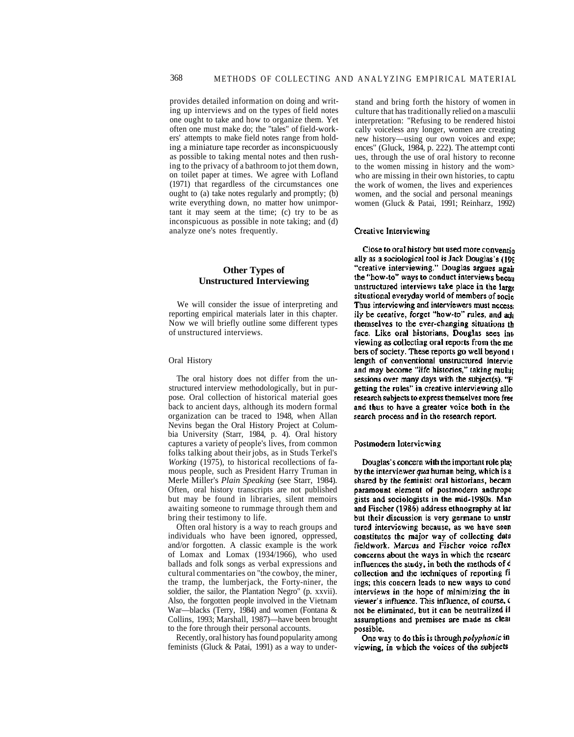provides detailed information on doing and writing up interviews and on the types of field notes one ought to take and how to organize them. Yet often one must make do; the "tales" of field-workers' attempts to make field notes range from holding a miniature tape recorder as inconspicuously as possible to taking mental notes and then rushing to the privacy of a bathroom to jot them down, on toilet paper at times. We agree with Lofland (1971) that regardless of the circumstances one ought to (a) take notes regularly and promptly; (b) write everything down, no matter how unimportant it may seem at the time; (c) try to be as inconspicuous as possible in note taking; and (d) analyze one's notes frequently.

## Other Types of Unstructured Interviewing

We will consider the issue of interpreting and reporting empirical materials later in this chapter. Now we will briefly outline some different types of unstructured interviews.

### Oral History

The oral history does not differ from the unstructured interview methodologically, but in purpose. Oral collection of historical material goes back to ancient days, although its modern formal organization can be traced to 1948, when Allan Nevins began the Oral History Project at Columbia University (Starr, 1984, p. 4). Oral history captures a variety of people's lives, from common folks talking about their jobs, as in Studs Terkel's *Working* (1975), to historical recollections of famous people, such as President Harry Truman in Merle Miller's *Plain Speaking* (see Starr, 1984). Often, oral history transcripts are not published but may be found in libraries, silent memoirs awaiting someone to rummage through them and bring their testimony to life.

Often oral history is a way to reach groups and individuals who have been ignored, oppressed, and/or forgotten. A classic example is the work of Lomax and Lomax (1934/1966), who used ballads and folk songs as verbal expressions and cultural commentaries on "the cowboy, the miner, the tramp, the lumberjack, the Forty-niner, the soldier, the sailor, the Plantation Negro" (p. xxvii). Also, the forgotten people involved in the Vietnam War—blacks (Terry, 1984) and women (Fontana & Collins, 1993; Marshall, 1987)—have been brought to the fore through their personal accounts.

Recently, oral history has found popularity among feminists (Gluck & Patai, 1991) as a way to understand and bring forth the history of women in culture that has traditionally relied on a masculii interpretation: "Refusing to be rendered histoi cally voiceless any longer, women are creating new history—using our own voices and expe; ences" (Gluck, 1984, p. 222). The attempt conti ues, through the use of oral history to reconne to the women missing in history and the wom> who are missing in their own histories, to captu the work of women, the lives and experiences women, and the social and personal meanings women (Gluck & Patai, 1991; Reinharz, 1992)

### Creative Interviewing

Close to oral history but used more conventio ally as a sociological tool is Jack Douglas's (198 "creative interviewing." Douglas argues agair the "how-to" ways to conduct interviews becau unstructured interviews take place in the large situational everyday world of members of socie Thus interviewing and interviewers must necess: ily be creative, forget "how-to" rules, and ad: themselves to the ever-changing situations th face. Like oral historians, Douglas sees int viewing as collecting oral reports from the me bers of society. These reports go well beyond t length of conventional unstructured intervie and may become "life histories," taking multi sessions over many days with the subject(s). "F getting the rules" in creative interviewing allo research subjects to express themselves more free and thus to have a greater voice both in the search process and in the research report.

### Postmodern Interviewing

Douglas's concern with the important role play by the interviewer *qua* human being, which is a shared by the feminist oral historians, becam paramount element of postmodern anthropo gists and sociologists in the mid-1980s. Marc and Fischer (1986) address ethnography at lar but their discussion is very germane to unstr tured interviewing because, as we have seen constitutes the major way of collecting data fieldwork. Marcus and Fischer voice reflex concerns about the ways in which the researc influences the study, in both the methods of d collection and the techniques of reporting fi ings; this concern leads to new ways to cond interviews in the hope of minimizing the in viewer's influence. This influence, of course, c not be eliminated, but it can be neutralized if assumptions and premises are made as clear possible.

One way to do this is through *polyphonic* in viewing, in which the voices of the subjects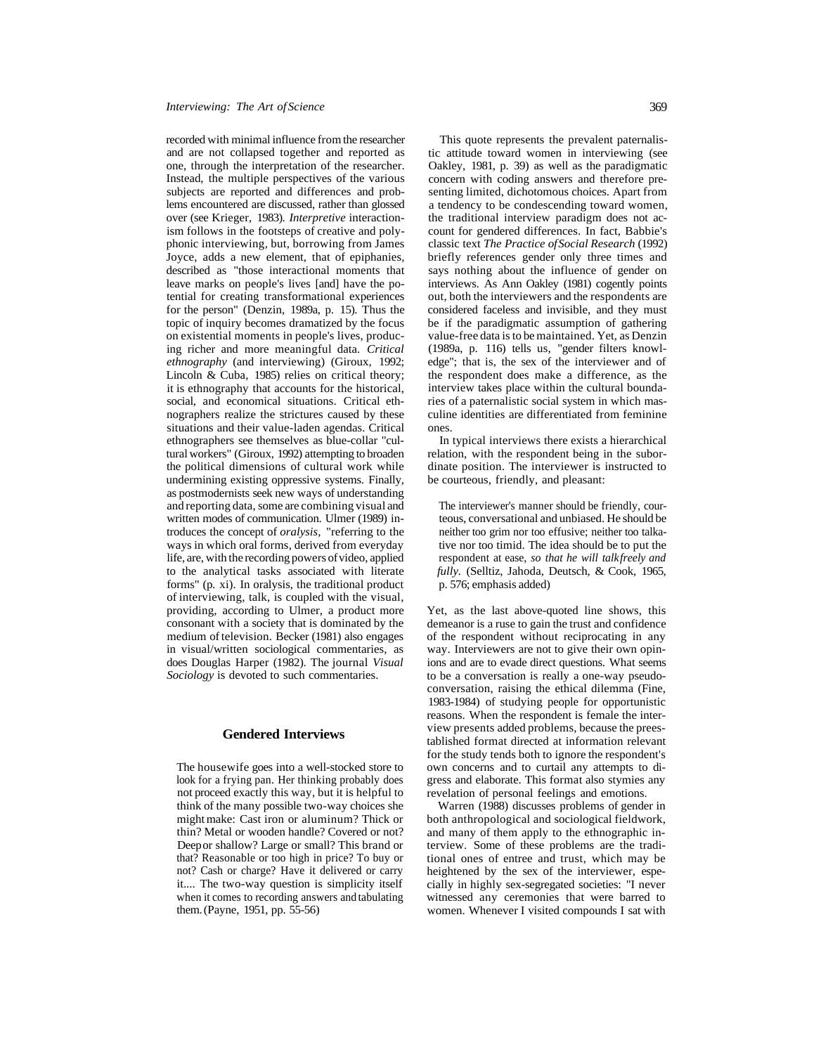recorded with minimal influence from the researcher and are not collapsed together and reported as one, through the interpretation of the researcher. Instead, the multiple perspectives of the various subjects are reported and differences and problems encountered are discussed, rather than glossed over (see Krieger, 1983). *Interpretive* interactionism follows in the footsteps of creative and polyphonic interviewing, but, borrowing from James Joyce, adds a new element, that of epiphanies, described as "those interactional moments that leave marks on people's lives [and] have the potential for creating transformational experiences for the person" (Denzin, 1989a, p. 15). Thus the topic of inquiry becomes dramatized by the focus on existential moments in people's lives, producing richer and more meaningful data. *Critical ethnography* (and interviewing) (Giroux, 1992; Lincoln & Cuba, 1985) relies on critical theory; it is ethnography that accounts for the historical, social, and economical situations. Critical ethnographers realize the strictures caused by these situations and their value-laden agendas. Critical ethnographers see themselves as blue-collar "cultural workers" (Giroux, 1992) attempting to broaden the political dimensions of cultural work while undermining existing oppressive systems. Finally, as postmodernists seek new ways of understanding and reporting data, some are combining visual and written modes of communication. Ulmer (1989) introduces the concept of *oralysis*, "referring to the ways in which oral forms, derived from everyday life, are, with the recording powers of video, applied to the analytical tasks associated with literate forms" (p. xi). In oralysis, the traditional product of interviewing, talk, is coupled with the visual, providing, according to Ulmer, a product more consonant with a society that is dominated by the medium of television. Becker (1981) also engages in visual/written sociological commentaries, as does Douglas Harper (1982). The journal *Visual Sociology* is devoted to such commentaries.

## Gendered Interviews

> The housewife goes into a well-stocked store to look for a frying pan. Her thinking probably does not proceed exactly this way, but it is helpful to think of the many possible two-way choices she might make: Cast iron or aluminum? Thick or thin? Metal or wooden handle? Covered or not? Deep or shallow? Large or small? This brand or that? Reasonable or too high in price? To buy or not? Cash or charge? Have it delivered or carry it.... The two-way question is simplicity itself when it comes to recording answers and tabulating them. (Payne, 1951, pp. 55-56)

This quote represents the prevalent paternalistic attitude toward women in interviewing (see Oakley, 1981, p. 39) as well as the paradigmatic concern with coding answers and therefore presenting limited, dichotomous choices. Apart from a tendency to be condescending toward women, the traditional interview paradigm does not account for gendered differences. In fact, Babbie's classic text *The Practice of Social Research* (1992) briefly references gender only three times and says nothing about the influence of gender on interviews. As Ann Oakley (1981) cogently points out, both the interviewers and the respondents are considered faceless and invisible, and they must be if the paradigmatic assumption of gathering value-free data is to be maintained. Yet, as Denzin (1989a, p. 116) tells us, "gender filters knowledge"; that is, the sex of the interviewer and of the respondent does make a difference, as the interview takes place within the cultural boundaries of a paternalistic social system in which masculine identities are differentiated from feminine ones.

In typical interviews there exists a hierarchical relation, with the respondent being in the subordinate position. The interviewer is instructed to be courteous, friendly, and pleasant:

> The interviewer's manner should be friendly, courteous, conversational and unbiased. He should be neither too grim nor too effusive; neither too talkative nor too timid. The idea should be to put the respondent at ease, *so that he will talk freely and fully.* (Selltiz, Jahoda, Deutsch, & Cook, 1965, p. 576; emphasis added)

Yet, as the last above-quoted line shows, this demeanor is a ruse to gain the trust and confidence of the respondent without reciprocating in any way. Interviewers are not to give their own opinions and are to evade direct questions. What seems to be a conversation is really a one-way pseudoconversation, raising the ethical dilemma (Fine, 1983-1984) of studying people for opportunistic reasons. When the respondent is female the interview presents added problems, because the preestablished format directed at information relevant for the study tends both to ignore the respondent's own concerns and to curtail any attempts to digress and elaborate. This format also stymies any revelation of personal feelings and emotions.

Warren (1988) discusses problems of gender in both anthropological and sociological fieldwork, and many of them apply to the ethnographic interview. Some of these problems are the traditional ones of entree and trust, which may be heightened by the sex of the interviewer, especially in highly sex-segregated societies: "I never witnessed any ceremonies that were barred to women. Whenever I visited compounds I sat with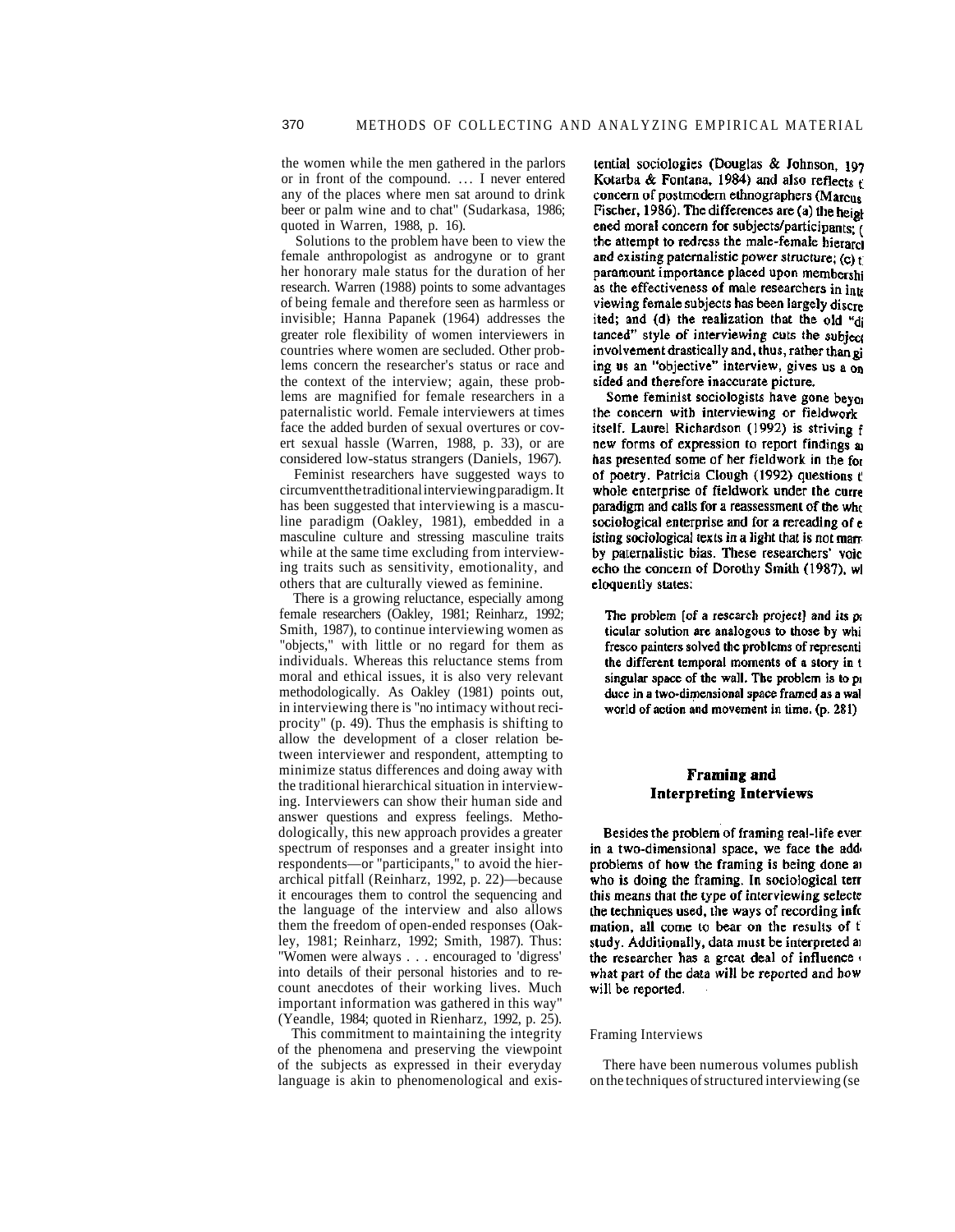the women while the men gathered in the parlors or in front of the compound. . . . I never entered any of the places where men sat around to drink beer or palm wine and to chat" (Sudarkasa, 1986; quoted in Warren, 1988, p. 16).

Solutions to the problem have been to view the female anthropologist as androgyne or to grant her honorary male status for the duration of her research. Warren (1988) points to some advantages of being female and therefore seen as harmless or invisible; Hanna Papanek (1964) addresses the greater role flexibility of women interviewers in countries where women are secluded. Other problems concern the researcher's status or race and the context of the interview; again, these problems are magnified for female researchers in a paternalistic world. Female interviewers at times face the added burden of sexual overtures or covert sexual hassle (Warren, 1988, p. 33), or are considered low-status strangers (Daniels, 1967).

Feminist researchers have suggested ways to circumvent the traditional interviewing paradigm. It has been suggested that interviewing is a masculine paradigm (Oakley, 1981), embedded in a masculine culture and stressing masculine traits while at the same time excluding from interviewing traits such as sensitivity, emotionality, and others that are culturally viewed as feminine.

There is a growing reluctance, especially among female researchers (Oakley, 1981; Reinharz, 1992; Smith, 1987), to continue interviewing women as "objects," with little or no regard for them as individuals. Whereas this reluctance stems from moral and ethical issues, it is also very relevant methodologically. As Oakley (1981) points out, in interviewing there is "no intimacy without reciprocity" (p. 49). Thus the emphasis is shifting to allow the development of a closer relation between interviewer and respondent, attempting to minimize status differences and doing away with the traditional hierarchical situation in interviewing. Interviewers can show their human side and answer questions and express feelings. Methodologically, this new approach provides a greater spectrum of responses and a greater insight into respondents—or "participants," to avoid the hierarchical pitfall (Reinharz, 1992, p. 22)—because it encourages them to control the sequencing and the language of the interview and also allows them the freedom of open-ended responses (Oakley, 1981; Reinharz, 1992; Smith, 1987). Thus: "Women were always . . . encouraged to 'digress' into details of their personal histories and to recount anecdotes of their working lives. Much important information was gathered in this way" (Yeandle, 1984; quoted in Rienharz, 1992, p. 25).

This commitment to maintaining the integrity of the phenomena and preserving the viewpoint of the subjects as expressed in their everyday language is akin to phenomenological and existential sociologies (Douglas & Johnson, 197 Kotarba & Fontana, 1984) and also reflects t concern of postmodern ethnographers (Marcus Fischer, 1986). The differences are (a) the heigh ened moral concern for subjects/participants; ( the attempt to redress the male-female hierarc and existing paternalistic power structure; (c) t paramount importance placed upon membershi as the effectiveness of male researchers in inte viewing female subjects has been largely discre ited; and (d) the realization that the old "di tanced" style of interviewing cuts the subject involvement drastically and, thus, rather than gi ing us an "objective" interview, gives us a on sided and therefore inaccurate picture.

Some feminist sociologists have gone beyo the concern with interviewing or fieldwork itself. Laurel Richardson (1992) is striving f new forms of expression to report findings a has presented some of her fieldwork in the fo of poetry. Patricia Clough (1992) questions t whole enterprise of fieldwork under the curre paradigm and calls for a reassessment of the wh sociological enterprise and for a rereading of e isting sociological texts in a light that is not marr by paternalistic bias. These researchers' voic echo the concern of Dorothy Smith (1987), wl eloquently states:

> The problem [of a research project] and its pa ticular solution are analogous to those by whi fresco painters solved the problems of representi the different temporal moments of a story in t singular space of the wall. The problem is to pr duce in a two-dimensional space framed as a wal world of action and movement in time. (p. 281)

## Framing and Interpreting Interviews

Besides the problem of framing real-life ever in a two-dimensional space, we face the add problems of how the framing is being done a who is doing the framing. In sociological terr this means that the type of interviewing selecte the techniques used, the ways of recording info mation, all come to bear on the results of t study. Additionally, data must be interpreted a the researcher has a great deal of influence what part of the data will be reported and how will be reported.

### Framing Interviews

There have been numerous volumes publish on the techniques of structured interviewing (se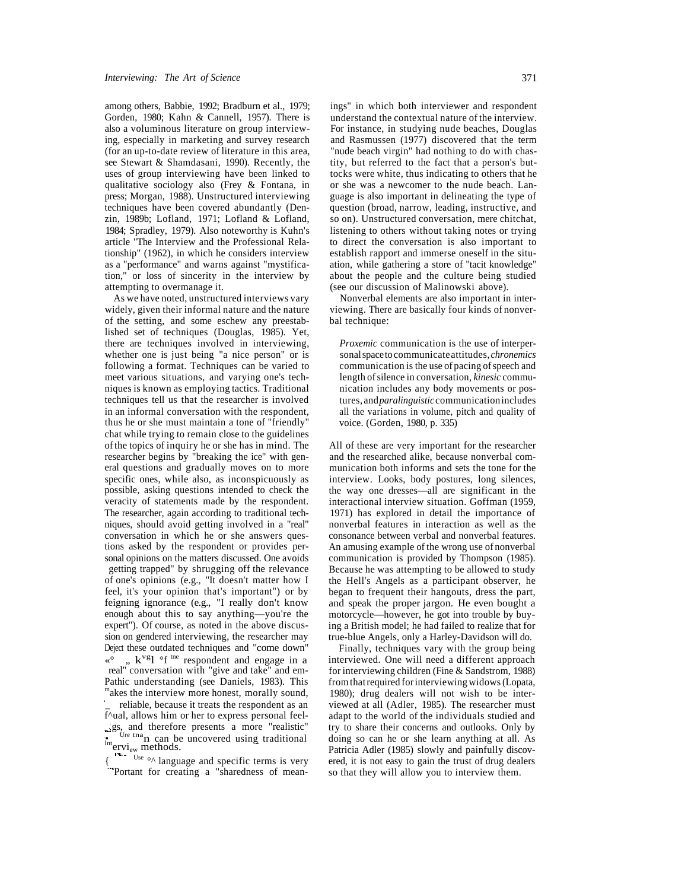among others, Babbie, 1992; Bradburn et al., 1979; Gorden, 1980; Kahn & Cannell, 1957). There is also a voluminous literature on group interviewing, especially in marketing and survey research (for an up-to-date review of literature in this area, see Stewart & Shamdasani, 1990). Recently, the uses of group interviewing have been linked to qualitative sociology also (Frey & Fontana, in press; Morgan, 1988). Unstructured interviewing techniques have been covered abundantly (Denzin, 1989b; Lofland, 1971; Lofland & Lofland, 1984; Spradley, 1979). Also noteworthy is Kuhn's article "The Interview and the Professional Relationship" (1962), in which he considers interview as a "performance" and warns against "mystification," or loss of sincerity in the interview by attempting to overmanage it.

As we have noted, unstructured interviews vary widely, given their informal nature and the nature of the setting, and some eschew any preestablished set of techniques (Douglas, 1985). Yet, there are techniques involved in interviewing, whether one is just being "a nice person" or is following a format. Techniques can be varied to meet various situations, and varying one's techniques is known as employing tactics. Traditional techniques tell us that the researcher is involved in an informal conversation with the respondent, thus he or she must maintain a tone of "friendly" chat while trying to remain close to the guidelines of the topics of inquiry he or she has in mind. The researcher begins by "breaking the ice" with general questions and gradually moves on to more specific ones, while also, as inconspicuously as possible, asking questions intended to check the veracity of statements made by the respondent. The researcher, again according to traditional techniques, should avoid getting involved in a "real" conversation in which he or she answers questions asked by the respondent or provides personal opinions on the matters discussed. One avoids getting trapped" by shrugging off the relevance of one's opinions (e.g., "It doesn't matter how I feel, it's your opinion that's important") or by feigning ignorance (e.g., "I really don't know enough about this to say anything—you're the expert"). Of course, as noted in the above discussion on gendered interviewing, the researcher may reject these outdated techniques and "come down" to the level of the respondent and engage in a "real" conversation with "give and take" and empathic understanding (see Daniels, 1983). This makes the interview more honest, morally sound, and reliable, because it treats the respondent as an equal, allows him or her to express personal feelings, and therefore presents a more "realistic" picture than can be uncovered using traditional interview methods.

The use of language and specific terms is very important for creating a "sharedness of meanings" in which both interviewer and respondent understand the contextual nature of the interview. For instance, in studying nude beaches, Douglas and Rasmussen (1977) discovered that the term "nude beach virgin" had nothing to do with chastity, but referred to the fact that a person's buttocks were white, thus indicating to others that he or she was a newcomer to the nude beach. Language is also important in delineating the type of question (broad, narrow, leading, instructive, and so on). Unstructured conversation, mere chitchat, listening to others without taking notes or trying to direct the conversation is also important to establish rapport and immerse oneself in the situation, while gathering a store of "tacit knowledge" about the people and the culture being studied (see our discussion of Malinowski above).

Nonverbal elements are also important in interviewing. There are basically four kinds of nonverbal technique:

> *Proxemic* communication is the use of interpersonal space to communicate attitudes, *chronemics* communication is the use of pacing of speech and length of silence in conversation, *kinesic* communication includes any body movements or postures, and *paralinguistic* communication includes all the variations in volume, pitch and quality of voice. (Gorden, 1980, p. 335)

All of these are very important for the researcher and the researched alike, because nonverbal communication both informs and sets the tone for the interview. Looks, body postures, long silences, the way one dresses—all are significant in the interactional interview situation. Goffman (1959, 1971) has explored in detail the importance of nonverbal features in interaction as well as the consonance between verbal and nonverbal features. An amusing example of the wrong use of nonverbal communication is provided by Thompson (1985). Because he was attempting to be allowed to study the Hell's Angels as a participant observer, he began to frequent their hangouts, dress the part, and speak the proper jargon. He even bought a motorcycle—however, he got into trouble by buying a British model; he had failed to realize that for true-blue Angels, only a Harley-Davidson will do.

Finally, techniques vary with the group being interviewed. One will need a different approach for interviewing children (Fine & Sandstrom, 1988) from that required for interviewing widows (Lopata, 1980); drug dealers will not wish to be interviewed at all (Adler, 1985). The researcher must adapt to the world of the individuals studied and try to share their concerns and outlooks. Only by doing so can he or she learn anything at all. As Patricia Adler (1985) slowly and painfully discovered, it is not easy to gain the trust of drug dealers so that they will allow you to interview them.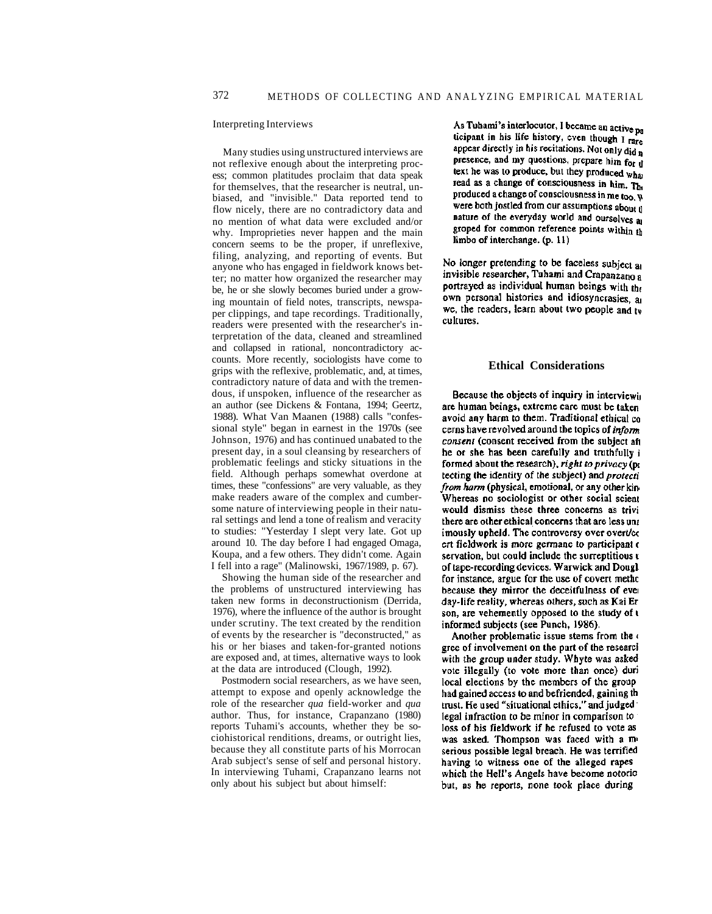### Interpreting Interviews

Many studies using unstructured interviews are not reflexive enough about the interpreting process; common platitudes proclaim that data speak for themselves, that the researcher is neutral, unbiased, and "invisible." Data reported tend to flow nicely, there are no contradictory data and no mention of what data were excluded and/or why. Improprieties never happen and the main concern seems to be the proper, if unreflexive, filing, analyzing, and reporting of events. But anyone who has engaged in fieldwork knows better; no matter how organized the researcher may be, he or she slowly becomes buried under a growing mountain of field notes, transcripts, newspaper clippings, and tape recordings. Traditionally, readers were presented with the researcher's interpretation of the data, cleaned and streamlined and collapsed in rational, noncontradictory accounts. More recently, sociologists have come to grips with the reflexive, problematic, and, at times, contradictory nature of data and with the tremendous, if unspoken, influence of the researcher as an author (see Dickens & Fontana, 1994; Geertz, 1988). What Van Maanen (1988) calls "confessional style" began in earnest in the 1970s (see Johnson, 1976) and has continued unabated to the present day, in a soul cleansing by researchers of problematic feelings and sticky situations in the field. Although perhaps somewhat overdone at times, these "confessions" are very valuable, as they make readers aware of the complex and cumbersome nature of interviewing people in their natural settings and lend a tone of realism and veracity to studies: "Yesterday I slept very late. Got up around 10. The day before I had engaged Omaga, Koupa, and a few others. They didn't come. Again I fell into a rage" (Malinowski, 1967/1989, p. 67).

Showing the human side of the researcher and the problems of unstructured interviewing has taken new forms in deconstructionism (Derrida, 1976), where the influence of the author is brought under scrutiny. The text created by the rendition of events by the researcher is "deconstructed," as his or her biases and taken-for-granted notions are exposed and, at times, alternative ways to look at the data are introduced (Clough, 1992).

Postmodern social researchers, as we have seen, attempt to expose and openly acknowledge the role of the researcher *qua* field-worker and *qua* author. Thus, for instance, Crapanzano (1980) reports Tuhami's accounts, whether they be sociohistorical renditions, dreams, or outright lies, because they all constitute parts of his Morrocan Arab subject's sense of self and personal history. In interviewing Tuhami, Crapanzano learns not only about his subject but about himself:

> As Tuhami's interlocutor, I became an active pa ticipant in his life history, even though I rare appear directly in his recitations. Not only did n presence, and my questions, prepare him for tl text he was to produce, but they produced wha read as a change of consciousness in him. Th produced a change of consciousness in me too. W were both jostled from our assumptions about tl nature of the everyday world and ourselves a groped for common reference points within th limbo of interchange. (p. 11)

No longer pretending to be faceless subject a invisible researcher, Tuhami and Crapanzano a portrayed as individual human beings with the own personal histories and idiosyncrasies, a we, the readers, learn about two people and tw cultures.

## Ethical Considerations

Because the objects of inquiry in interviewi are human beings, extreme care must be taken avoid any harm to them. Traditional ethical co cerns have revolved around the topics of *inform consent* (consent received from the subject aft he or she has been carefully and truthfully i formed about the research), *right to privacy* (pr tecting the identity of the subject) and *protecti from harm* (physical, emotional, or any other kin Whereas no sociologist or other social scient would dismiss these three concerns as trivi there are other ethical concerns that are less una imously upheld. The controversy over overt/co ert fieldwork is more germane to participant o servation, but could include the surreptitious u of tape-recording devices. Warwick and Dougl for instance, argue for the use of covert metho because they mirror the deceitfulness of eve day-life reality, whereas others, such as Kai Er son, are vehemently opposed to the study of u informed subjects (see Punch, 1986).

Another problematic issue stems from the d gree of involvement on the part of the researc with the group under study. Whyte was asked vote illegally (to vote more than once) duri local elections by the members of the group had gained access to and befriended, gaining th trust. He used "situational ethics," and judged legal infraction to be minor in comparison to loss of his fieldwork if he refused to vote as was asked. Thompson was faced with a m serious possible legal breach. He was terrified having to witness one of the alleged rapes which the Hell's Angels have become notorio but, as he reports, none took place during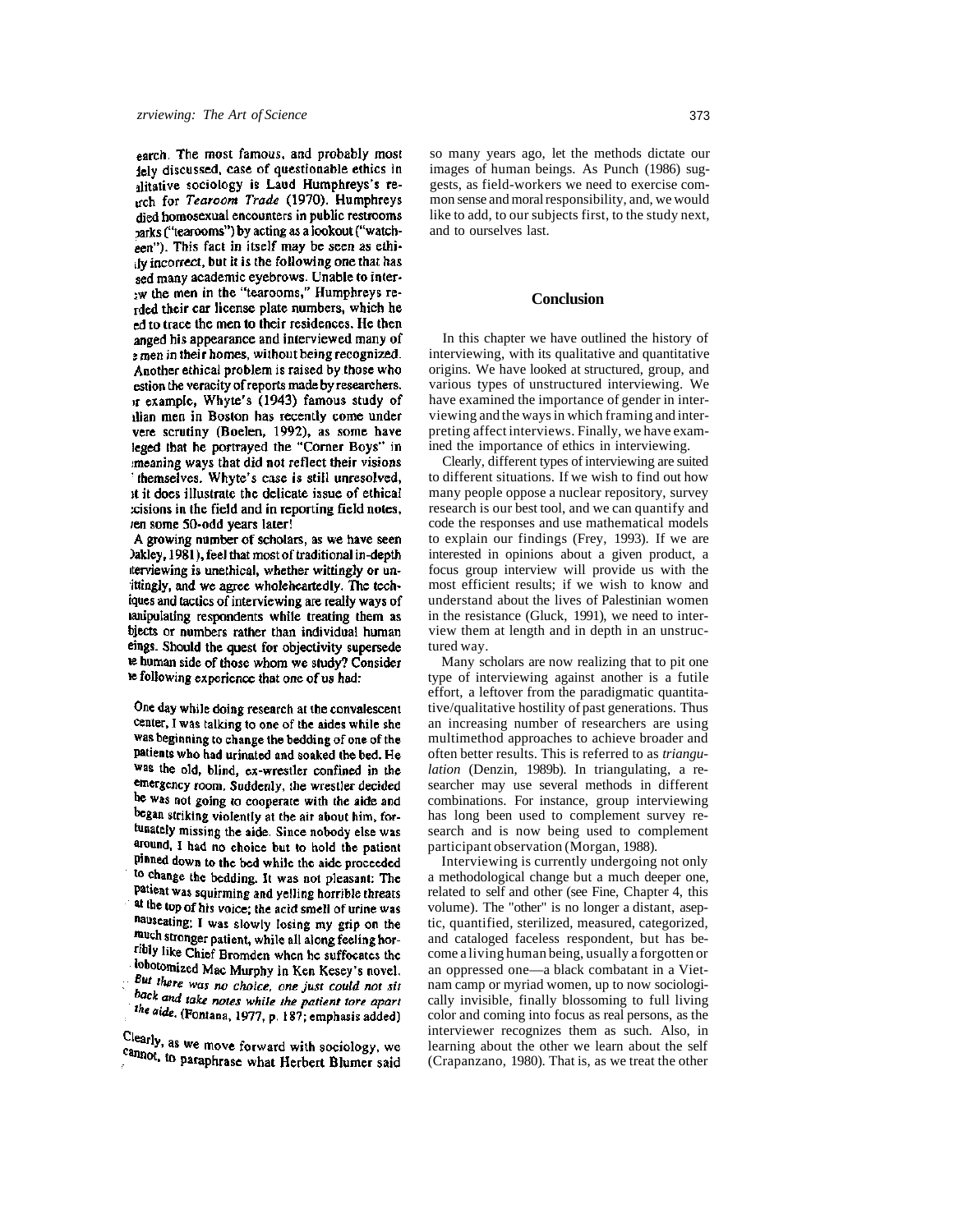earch. The most famous, and probably most ıely discussed, case of questionable ethics in alitative sociology is Laud Humphreys's re- ırch for *Tearoom Trade* (1970). Humphreys died homosexual encounters in public restrooms parks ("tearooms") by acting as a lookout ("watch- een"). This fact in itself may be seen as ethi- ılly incorrect, but it is the following one that has sed many academic eyebrows. Unable to inter- ːw the men in the "tearooms," Humphreys re- rded their car license plate numbers, which he ed to trace the men to their residences. He then anged his appearance and interviewed many of e men in their homes, without being recognized. Another ethical problem is raised by those who estion the veracity of reports made by researchers. ır example, Whyte's (1943) famous study of ılian men in Boston has recently come under vere scrutiny (Boelen, 1992), as some have leged that he portrayed the "Corner Boys" in ımeaning ways that did not reflect their visions ' themselves. Whyte's case is still unresolved, ıt it does illustrate the delicate issue of ethical ːcisions in the field and in reporting field notes, ıen some 50-odd years later!

A growing number of scholars, as we have seen )akley, 1981), feel that most of traditional in-depth ıterviewing is unethical, whether wittingly or un- ittingly, and we agree wholeheartedly. The tech- iques and tactics of interviewing are really ways of ıanipulating respondents while treating them as bjects or numbers rather than individual human eings. Should the quest for objectivity supersede ıe human side of those whom we study? Consider ıe following experience that one of us had:

> One day while doing research at the convalescent center, I was talking to one of the aides while she was beginning to change the bedding of one of the patients who had urinated and soaked the bed. He was the old, blind, ex-wrestler confined in the emergency room. Suddenly, the wrestler decided he was not going to cooperate with the aide and began striking violently at the air about him, fortunately missing the aide. Since nobody else was around, I had no choice but to hold the patient pinned down to the bed while the aide proceeded to change the bedding. It was not pleasant: The patient was squirming and yelling horrible threats at the top of his voice; the acid smell of urine was nauseating; I was slowly losing my grip on the much stronger patient, while all along feeling horribly like Chief Bromden when he suffocates the lobotomized Mac Murphy in Ken Kesey's novel. *But there was no choice, one just could not sit back and take notes while the patient tore apart the aide.* (Fontana, 1977, p. 187; emphasis added)

Clearly, as we move forward with sociology, we cannot, to paraphrase what Herbert Blumer said so many years ago, let the methods dictate our images of human beings. As Punch (1986) suggests, as field-workers we need to exercise common sense and moral responsibility, and, we would like to add, to our subjects first, to the study next, and to ourselves last.

## Conclusion

In this chapter we have outlined the history of interviewing, with its qualitative and quantitative origins. We have looked at structured, group, and various types of unstructured interviewing. We have examined the importance of gender in interviewing and the ways in which framing and interpreting affect interviews. Finally, we have examined the importance of ethics in interviewing.

Clearly, different types of interviewing are suited to different situations. If we wish to find out how many people oppose a nuclear repository, survey research is our best tool, and we can quantify and code the responses and use mathematical models to explain our findings (Frey, 1993). If we are interested in opinions about a given product, a focus group interview will provide us with the most efficient results; if we wish to know and understand about the lives of Palestinian women in the resistance (Gluck, 1991), we need to interview them at length and in depth in an unstructured way.

Many scholars are now realizing that to pit one type of interviewing against another is a futile effort, a leftover from the paradigmatic quantitative/qualitative hostility of past generations. Thus an increasing number of researchers are using multimethod approaches to achieve broader and often better results. This is referred to as *triangulation* (Denzin, 1989b). In triangulating, a researcher may use several methods in different combinations. For instance, group interviewing has long been used to complement survey research and is now being used to complement participant observation (Morgan, 1988).

Interviewing is currently undergoing not only a methodological change but a much deeper one, related to self and other (see Fine, Chapter 4, this volume). The "other" is no longer a distant, aseptic, quantified, sterilized, measured, categorized, and cataloged faceless respondent, but has become a living human being, usually a forgotten or an oppressed one—a black combatant in a Vietnam camp or myriad women, up to now sociologically invisible, finally blossoming to full living color and coming into focus as real persons, as the interviewer recognizes them as such. Also, in learning about the other we learn about the self (Crapanzano, 1980). That is, as we treat the other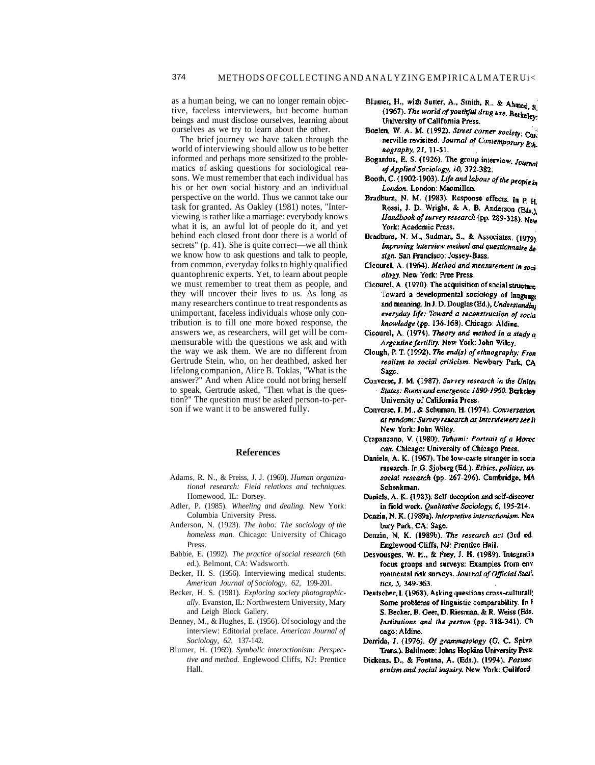as a human being, we can no longer remain objective, faceless interviewers, but become human beings and must disclose ourselves, learning about ourselves as we try to learn about the other.

The brief journey we have taken through the world of interviewing should allow us to be better informed and perhaps more sensitized to the problematics of asking questions for sociological reasons. We must remember that each individual has his or her own social history and an individual perspective on the world. Thus we cannot take our task for granted. As Oakley (1981) notes, "Interviewing is rather like a marriage: everybody knows what it is, an awful lot of people do it, and yet behind each closed front door there is a world of secrets" (p. 41). She is quite correct—we all think we know how to ask questions and talk to people, from common, everyday folks to highly qualified quantophrenic experts. Yet, to learn about people we must remember to treat them as people, and they will uncover their lives to us. As long as many researchers continue to treat respondents as unimportant, faceless individuals whose only contribution is to fill one more boxed response, the answers we, as researchers, will get will be commensurable with the questions we ask and with the way we ask them. We are no different from Gertrude Stein, who, on her deathbed, asked her lifelong companion, Alice B. Toklas, "What is the answer?" And when Alice could not bring herself to speak, Gertrude asked, "Then what is the question?" The question must be asked person-to-person if we want it to be answered fully.

## References

Adams, R. N., & Preiss, J. J. (1960). *Human organizational research: Field relations and techniques.* Homewood, IL: Dorsey.

Adler, P. (1985). *Wheeling and dealing.* New York: Columbia University Press.

Anderson, N. (1923). *The hobo: The sociology of the homeless man.* Chicago: University of Chicago Press.

Babbie, E. (1992). *The practice of social research* (6th ed.). Belmont, CA: Wadsworth.

Becker, H. S. (1956). Interviewing medical students. *American Journal of Sociology, 62,* 199-201.

Becker, H. S. (1981). *Exploring society photographically.* Evanston, IL: Northwestern University, Mary and Leigh Block Gallery.

Benney, M., & Hughes, E. (1956). Of sociology and the interview: Editorial preface. *American Journal of Sociology, 62,* 137-142.

Blumer, H. (1969). *Symbolic interactionism: Perspective and method.* Englewood Cliffs, NJ: Prentice Hall.

Blumer, H., with Sutter, A., Smith, R., & Ahmed, S. (1967). *The world of youthful drug use.* Berkeley: University of California Press.

Boelen, W. A. M. (1992). Street corner society: Cornerville revisited. *Journal of Contemporary Ethnography, 21,* 11-51.

Bogardus, E. S. (1926). The group interview. *Journal of Applied Sociology, 10,* 372-382.

Booth, C. (1902-1903). *Life and labour of the people in London.* London: Macmillan.

Bradburn, N. M. (1983). Response effects. In P. H. Rossi, J. D. Wright, & A. B. Anderson (Eds.), *Handbook of survey research* (pp. 289-328). New York: Academic Press.

Bradburn, N. M., Sudman, S., & Associates. (1979). *Improving interview method and questionnaire design.* San Francisco: Jossey-Bass.

Cicourel, A. (1964). *Method and measurement in sociology.* New York: Free Press.

Cicourel, A. (1970). The acquisition of social structure: Toward a developmental sociology of language and meaning. In J. D. Douglas (Ed.), *Understanding everyday life: Toward a reconstruction of social knowledge* (pp. 136-168). Chicago: Aldine.

Cicourel, A. (1974). *Theory and method in a study of Argentine fertility.* New York: John Wiley.

Clough, P. T. (1992). *The end(s) of ethnography: From realism to social criticism.* Newbury Park, CA: Sage.

Converse, J. M. (1987). *Survey research in the United States: Roots and emergence 1890-1960.* Berkeley: University of California Press.

Converse, J. M., & Schuman, H. (1974). *Conversations at random: Survey research as interviewers see it.* New York: John Wiley.

Crapanzano, V. (1980). *Tuhami: Portrait of a Moroccan.* Chicago: University of Chicago Press.

Daniels, A. K. (1967). The low-caste stranger in social research. In G. Sjoberg (Ed.), *Ethics, politics, and social research* (pp. 267-296). Cambridge, MA: Schenkman.

Daniels, A. K. (1983). Self-deception and self-discovery in field work. *Qualitative Sociology, 6,* 195-214.

Denzin, N. K. (1989a). *Interpretive interactionism.* Newbury Park, CA: Sage.

Denzin, N. K. (1989b). *The research act* (3rd ed.). Englewood Cliffs, NJ: Prentice Hall.

Desvousges, W. H., & Frey, J. H. (1989). Integrating focus groups and surveys: Examples from environmental risk surveys. *Journal of Official Statistics, 5,* 349-363.

Deutscher, I. (1968). Asking questions cross-culturally: Some problems of linguistic comparability. In H. S. Becker, B. Geer, D. Riesman, & R. Weiss (Eds.), *Institutions and the person* (pp. 318-341). Chicago: Aldine.

Derrida, J. (1976). *Of grammatology* (G. C. Spivak, Trans.). Baltimore: Johns Hopkins University Press.

Dickens, D., & Fontana, A. (Eds.). (1994). *Postmodernism and social inquiry.* New York: Guilford.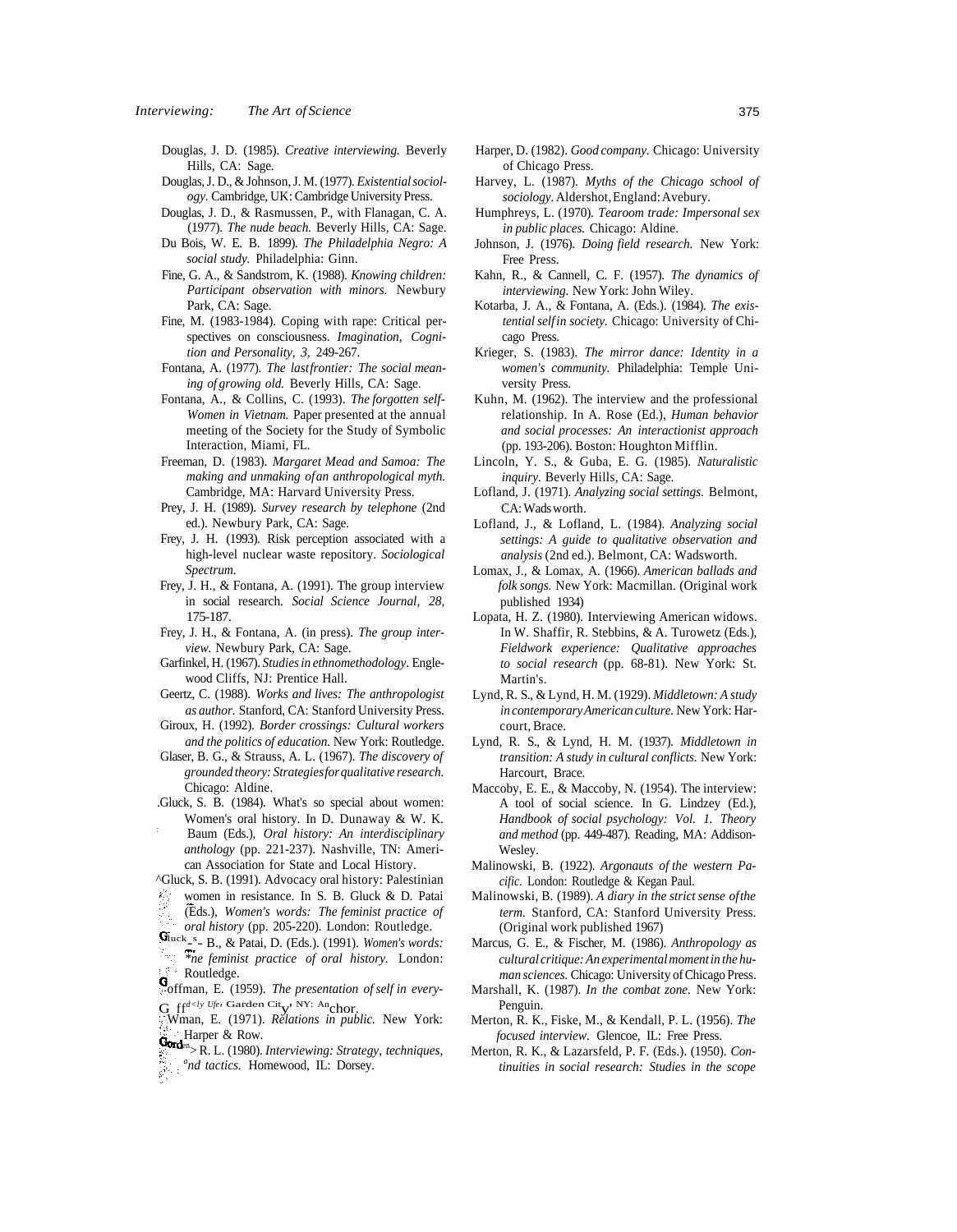Douglas, J. D. (1985). *Creative interviewing.* Beverly Hills, CA: Sage.

Douglas, J. D., & Johnson, J. M. (1977). *Existential sociology.* Cambridge, UK: Cambridge University Press.

Douglas, J. D., & Rasmussen, P., with Flanagan, C. A. (1977). *The nude beach.* Beverly Hills, CA: Sage.

Du Bois, W. E. B. 1899). *The Philadelphia Negro: A social study.* Philadelphia: Ginn.

Fine, G. A., & Sandstrom, K. (1988). *Knowing children: Participant observation with minors.* Newbury Park, CA: Sage.

Fine, M. (1983-1984). Coping with rape: Critical perspectives on consciousness. *Imagination, Cognition and Personality, 3,* 249-267.

Fontana, A. (1977). *The last frontier: The social meaning of growing old.* Beverly Hills, CA: Sage.

Fontana, A., & Collins, C. (1993). *The forgotten self-Women in Vietnam.* Paper presented at the annual meeting of the Society for the Study of Symbolic Interaction, Miami, FL.

Freeman, D. (1983). *Margaret Mead and Samoa: The making and unmaking of an anthropological myth.* Cambridge, MA: Harvard University Press.

Prey, J. H. (1989). *Survey research by telephone* (2nd ed.). Newbury Park, CA: Sage.

Frey, J. H. (1993). Risk perception associated with a high-level nuclear waste repository. *Sociological Spectrum.*

Frey, J. H., & Fontana, A. (1991). The group interview in social research. *Social Science Journal, 28,* 175-187.

Frey, J. H., & Fontana, A. (in press). *The group interview.* Newbury Park, CA: Sage.

Garfinkel, H. (1967). *Studies in ethnomethodology.* Englewood Cliffs, NJ: Prentice Hall.

Geertz, C. (1988). *Works and lives: The anthropologist as author.* Stanford, CA: Stanford University Press.

Giroux, H. (1992). *Border crossings: Cultural workers and the politics of education.* New York: Routledge.

Glaser, B. G., & Strauss, A. L. (1967). *The discovery of grounded theory: Strategies for qualitative research.* Chicago: Aldine.

Gluck, S. B. (1984). What's so special about women: Women's oral history. In D. Dunaway & W. K. Baum (Eds.), *Oral history: An interdisciplinary anthology* (pp. 221-237). Nashville, TN: American Association for State and Local History.

Gluck, S. B. (1991). Advocacy oral history: Palestinian women in resistance. In S. B. Gluck & D. Patai (Eds.), *Women's words: The feminist practice of oral history* (pp. 205-220). London: Routledge.

Gluck, S. B., & Patai, D. (Eds.). (1991). *Women's words: The feminist practice of oral history.* London: Routledge.

Goffman, E. (1959). *The presentation of self in everyday life.* Garden City, NY: Anchor.

Goffman, E. (1971). *Relations in public.* New York: Harper & Row.

Gorden, R. L. (1980). *Interviewing: Strategy, techniques, and tactics.* Homewood, IL: Dorsey.

Harper, D. (1982). *Good company.* Chicago: University of Chicago Press.

Harvey, L. (1987). *Myths of the Chicago school of sociology.* Aldershot, England: Avebury.

Humphreys, L. (1970). *Tearoom trade: Impersonal sex in public places.* Chicago: Aldine.

Johnson, J. (1976). *Doing field research.* New York: Free Press.

Kahn, R., & Cannell, C. F. (1957). *The dynamics of interviewing.* New York: John Wiley.

Kotarba, J. A., & Fontana, A. (Eds.). (1984). *The existential self in society.* Chicago: University of Chicago Press.

Krieger, S. (1983). *The mirror dance: Identity in a women's community.* Philadelphia: Temple University Press.

Kuhn, M. (1962). The interview and the professional relationship. In A. Rose (Ed.), *Human behavior and social processes: An interactionist approach* (pp. 193-206). Boston: Houghton Mifflin.

Lincoln, Y. S., & Guba, E. G. (1985). *Naturalistic inquiry.* Beverly Hills, CA: Sage.

Lofland, J. (1971). *Analyzing social settings.* Belmont, CA: Wadsworth.

Lofland, J., & Lofland, L. (1984). *Analyzing social settings: A guide to qualitative observation and analysis* (2nd ed.). Belmont, CA: Wadsworth.

Lomax, J., & Lomax, A. (1966). *American ballads and folk songs.* New York: Macmillan. (Original work published 1934)

Lopata, H. Z. (1980). Interviewing American widows. In W. Shaffir, R. Stebbins, & A. Turowetz (Eds.), *Fieldwork experience: Qualitative approaches to social research* (pp. 68-81). New York: St. Martin's.

Lynd, R. S., & Lynd, H. M. (1929). *Middletown: A study in contemporary American culture.* New York: Harcourt, Brace.

Lynd, R. S., & Lynd, H. M. (1937). *Middletown in transition: A study in cultural conflicts.* New York: Harcourt, Brace.

Maccoby, E. E., & Maccoby, N. (1954). The interview: A tool of social science. In G. Lindzey (Ed.), *Handbook of social psychology: Vol. 1. Theory and method* (pp. 449-487). Reading, MA: Addison-Wesley.

Malinowski, B. (1922). *Argonauts of the western Pacific.* London: Routledge & Kegan Paul.

Malinowski, B. (1989). *A diary in the strict sense of the term.* Stanford, CA: Stanford University Press. (Original work published 1967)

Marcus, G. E., & Fischer, M. (1986). *Anthropology as cultural critique: An experimental moment in the human sciences.* Chicago: University of Chicago Press.

Marshall, K. (1987). *In the combat zone.* New York: Penguin.

Merton, R. K., Fiske, M., & Kendall, P. L. (1956). *The focused interview.* Glencoe, IL: Free Press.

Merton, R. K., & Lazarsfeld, P. F. (Eds.). (1950). *Continuities in social research: Studies in the scope*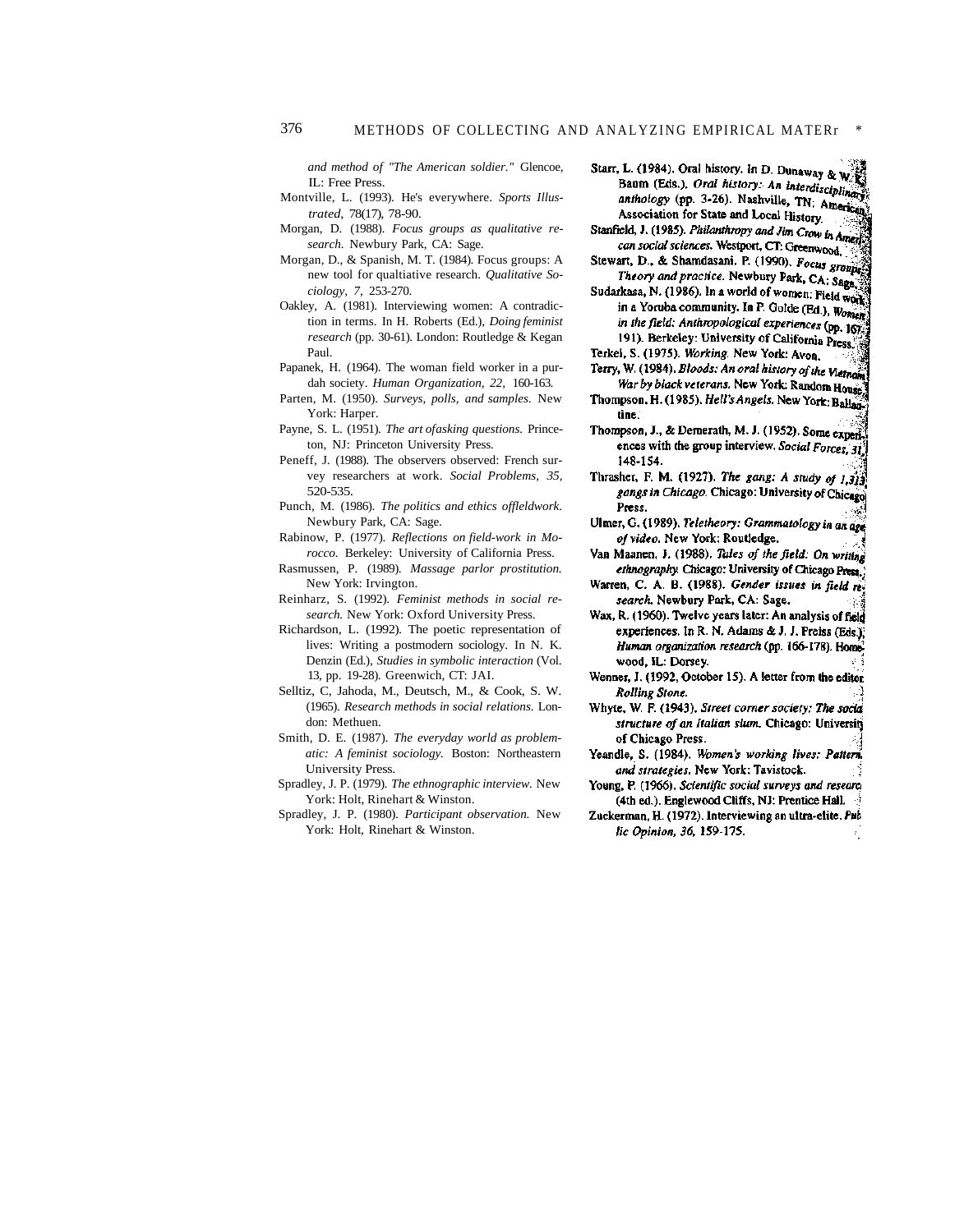and method of "The American soldier." Glencoe, IL: Free Press.

Montville, L. (1993). He's everywhere. *Sports Illustrated,* 78(17), 78-90.

Morgan, D. (1988). *Focus groups as qualitative research.* Newbury Park, CA: Sage.

Morgan, D., & Spanish, M. T. (1984). Focus groups: A new tool for qualtiative research. *Qualitative Sociology, 7,* 253-270.

Oakley, A. (1981). Interviewing women: A contradiction in terms. In H. Roberts (Ed.), *Doing feminist research* (pp. 30-61). London: Routledge & Kegan Paul.

Papanek, H. (1964). The woman field worker in a purdah society. *Human Organization, 22,* 160-163.

Parten, M. (1950). *Surveys, polls, and samples.* New York: Harper.

Payne, S. L. (1951). *The art ofasking questions.* Princeton, NJ: Princeton University Press.

Peneff, J. (1988). The observers observed: French survey researchers at work. *Social Problems, 35,* 520-535.

Punch, M. (1986). *The politics and ethics offleldwork.* Newbury Park, CA: Sage.

Rabinow, P. (1977). *Reflections on field-work in Morocco.* Berkeley: University of California Press.

Rasmussen, P. (1989). *Massage parlor prostitution.* New York: Irvington.

Reinharz, S. (1992). *Feminist methods in social research.* New York: Oxford University Press.

Richardson, L. (1992). The poetic representation of lives: Writing a postmodern sociology. In N. K. Denzin (Ed.), *Studies in symbolic interaction* (Vol. 13, pp. 19-28). Greenwich, CT: JAI.

Selltiz, C, Jahoda, M., Deutsch, M., & Cook, S. W. (1965). *Research methods in social relations.* London: Methuen.

Smith, D. E. (1987). *The everyday world as problematic: A feminist sociology.* Boston: Northeastern University Press.

Spradley, J. P. (1979). *The ethnographic interview.* New York: Holt, Rinehart & Winston.

Spradley, J. P. (1980). *Participant observation.* New York: Holt, Rinehart & Winston.

Starr, L. (1984). Oral history. In D. Dunaway & W. K. Baum (Eds.), *Oral history: An interdisciplinary anthology* (pp. 3-26). Nashville, TN: American Association for State and Local History.

Stanfield, J. (1985). *Philanthropy and Jim Crow in American social sciences.* Westport, CT: Greenwood.

Stewart, D., & Shamdasani, P. (1990). *Focus groups: Theory and practice.* Newbury Park, CA: Sage.

Sudarkasa, N. (1986). In a world of women: Field work in a Yoruba community. In P. Golde (Ed.), *Women in the field: Anthropological experiences* (pp. 167-191). Berkeley: University of California Press.

Terkel, S. (1975). *Working.* New York: Avon.

Terry, W. (1984). *Bloods: An oral history of the Vietnam War by black veterans.* New York: Random House.

Thompson, H. (1985). *Hell's Angels.* New York: Ballantine.

Thompson, J., & Demerath, M. J. (1952). Some experiences with the group interview. *Social Forces, 31,* 148-154.

Thrasher, F. M. (1927). *The gang: A study of 1,313 gangs in Chicago.* Chicago: University of Chicago Press.

Ulmer, G. (1989). *Teletheory: Grammatology in an age of video.* New York: Routledge.

Van Maanen, J. (1988). *Tales of the field: On writing ethnography.* Chicago: University of Chicago Press.

Warren, C. A. B. (1988). *Gender issues in field research.* Newbury Park, CA: Sage.

Wax, R. (1960). Twelve years later: An analysis of field experiences. In R. N. Adams & J. J. Preiss (Eds.), *Human organization research* (pp. 166-178). Homewood, IL: Dorsey.

Wenner, J. (1992, October 15). A letter from the editor. *Rolling Stone.*

Whyte, W. F. (1943). *Street corner society: The social structure of an Italian slum.* Chicago: University of Chicago Press.

Yeandle, S. (1984). *Women's working lives: Patterns and strategies.* New York: Tavistock.

Young, P. (1966). *Scientific social surveys and research* (4th ed.). Englewood Cliffs, NJ: Prentice Hall.

Zuckerman, H. (1972). Interviewing an ultra-elite. *Public Opinion, 36,* 159-175.